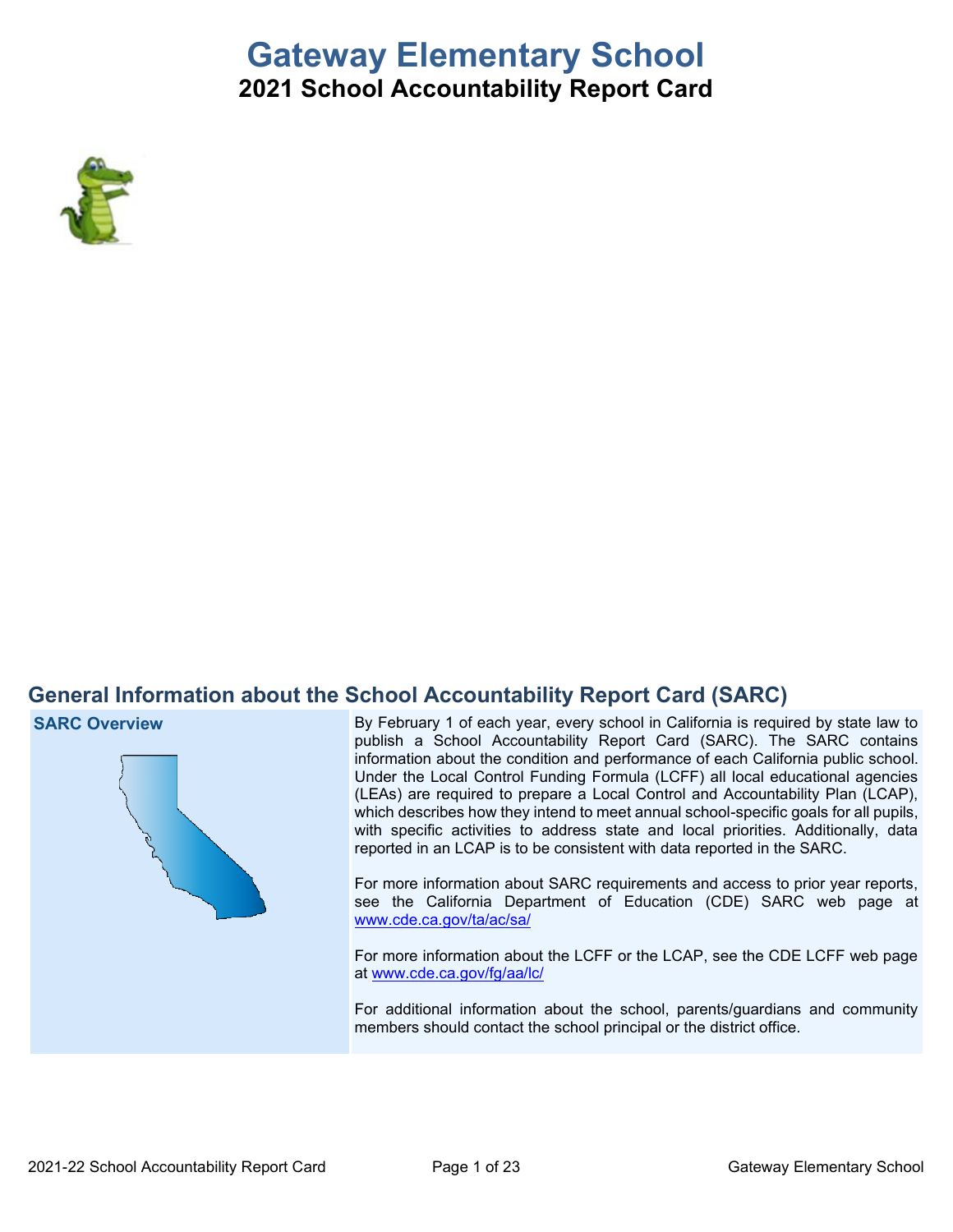# Gateway Elementary School

## 2021 School Accountability Report Card

## General Information about the School Accountability Report Card (SARC)

**SARC Overview**

By February 1 of each year, every school in California is required by state law to publish a School Accountability Report Card (SARC). The SARC contains information about the condition and performance of each California public school. Under the Local Control Funding Formula (LCFF) all local educational agencies (LEAs) are required to prepare a Local Control and Accountability Plan (LCAP), which describes how they intend to meet annual school-specific goals for all pupils, with specific activities to address state and local priorities. Additionally, data reported in an LCAP is to be consistent with data reported in the SARC.

For more information about SARC requirements and access to prior year reports, see the California Department of Education (CDE) SARC web page at www.cde.ca.gov/ta/ac/sa/

For more information about the LCFF or the LCAP, see the CDE LCFF web page at www.cde.ca.gov/fg/aa/lc/

For additional information about the school, parents/guardians and community members should contact the school principal or the district office.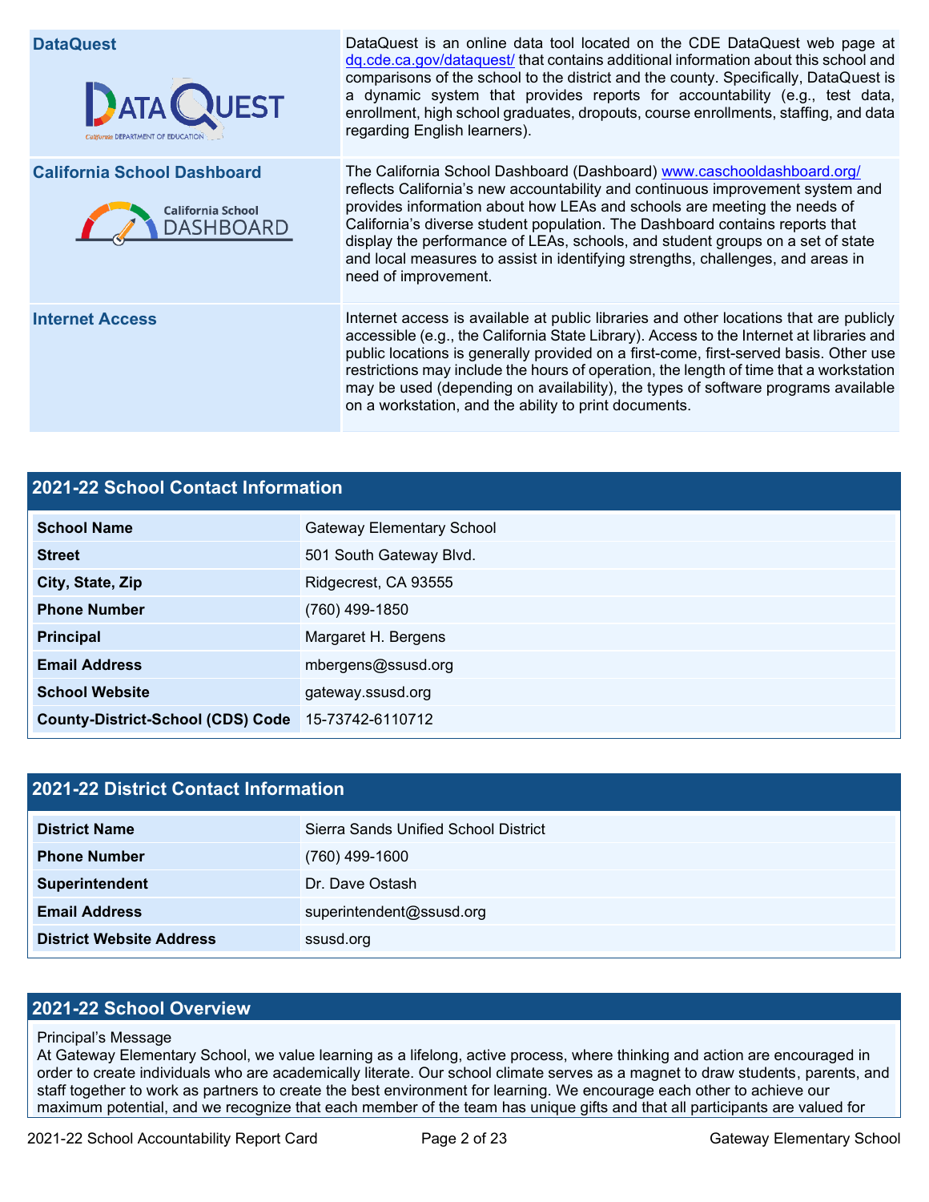| | |
|---|---|
| **DataQuest** | DataQuest is an online data tool located on the CDE DataQuest web page at dq.cde.ca.gov/dataquest/ that contains additional information about this school and comparisons of the school to the district and the county. Specifically, DataQuest is a dynamic system that provides reports for accountability (e.g., test data, enrollment, high school graduates, dropouts, course enrollments, staffing, and data regarding English learners). |
| **California School Dashboard** | The California School Dashboard (Dashboard) www.caschooldashboard.org/ reflects California's new accountability and continuous improvement system and provides information about how LEAs and schools are meeting the needs of California's diverse student population. The Dashboard contains reports that display the performance of LEAs, schools, and student groups on a set of state and local measures to assist in identifying strengths, challenges, and areas in need of improvement. |
| **Internet Access** | Internet access is available at public libraries and other locations that are publicly accessible (e.g., the California State Library). Access to the Internet at libraries and public locations is generally provided on a first-come, first-served basis. Other use restrictions may include the hours of operation, the length of time that a workstation may be used (depending on availability), the types of software programs available on a workstation, and the ability to print documents. |

## 2021-22 School Contact Information

| | |
|---|---|
| **School Name** | Gateway Elementary School |
| **Street** | 501 South Gateway Blvd. |
| **City, State, Zip** | Ridgecrest, CA 93555 |
| **Phone Number** | (760) 499-1850 |
| **Principal** | Margaret H. Bergens |
| **Email Address** | mbergens@ssusd.org |
| **School Website** | gateway.ssusd.org |
| **County-District-School (CDS) Code** | 15-73742-6110712 |

## 2021-22 District Contact Information

| | |
|---|---|
| **District Name** | Sierra Sands Unified School District |
| **Phone Number** | (760) 499-1600 |
| **Superintendent** | Dr. Dave Ostash |
| **Email Address** | superintendent@ssusd.org |
| **District Website Address** | ssusd.org |

## 2021-22 School Overview

Principal's Message
At Gateway Elementary School, we value learning as a lifelong, active process, where thinking and action are encouraged in order to create individuals who are academically literate. Our school climate serves as a magnet to draw students, parents, and staff together to work as partners to create the best environment for learning. We encourage each other to achieve our maximum potential, and we recognize that each member of the team has unique gifts and that all participants are valued for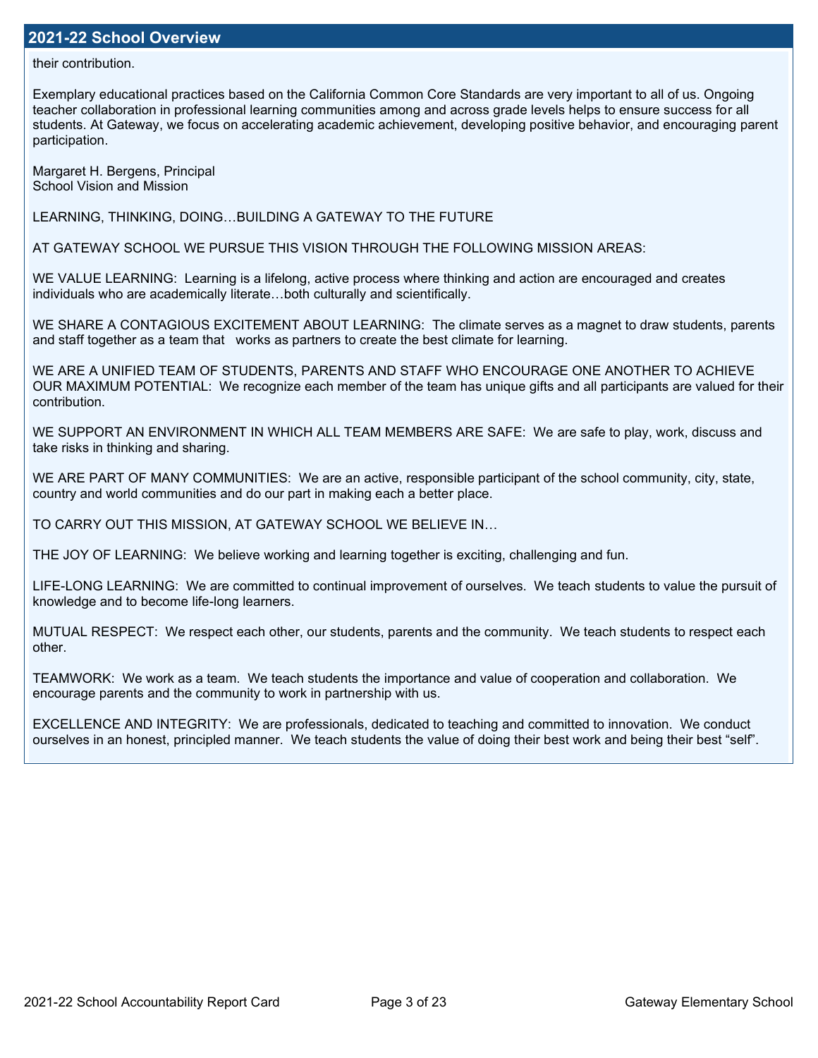## 2021-22 School Overview

their contribution.

Exemplary educational practices based on the California Common Core Standards are very important to all of us. Ongoing teacher collaboration in professional learning communities among and across grade levels helps to ensure success for all students. At Gateway, we focus on accelerating academic achievement, developing positive behavior, and encouraging parent participation.

Margaret H. Bergens, Principal
School Vision and Mission

LEARNING, THINKING, DOING…BUILDING A GATEWAY TO THE FUTURE

AT GATEWAY SCHOOL WE PURSUE THIS VISION THROUGH THE FOLLOWING MISSION AREAS:

WE VALUE LEARNING: Learning is a lifelong, active process where thinking and action are encouraged and creates individuals who are academically literate…both culturally and scientifically.

WE SHARE A CONTAGIOUS EXCITEMENT ABOUT LEARNING: The climate serves as a magnet to draw students, parents and staff together as a team that works as partners to create the best climate for learning.

WE ARE A UNIFIED TEAM OF STUDENTS, PARENTS AND STAFF WHO ENCOURAGE ONE ANOTHER TO ACHIEVE OUR MAXIMUM POTENTIAL: We recognize each member of the team has unique gifts and all participants are valued for their contribution.

WE SUPPORT AN ENVIRONMENT IN WHICH ALL TEAM MEMBERS ARE SAFE: We are safe to play, work, discuss and take risks in thinking and sharing.

WE ARE PART OF MANY COMMUNITIES: We are an active, responsible participant of the school community, city, state, country and world communities and do our part in making each a better place.

TO CARRY OUT THIS MISSION, AT GATEWAY SCHOOL WE BELIEVE IN…

THE JOY OF LEARNING: We believe working and learning together is exciting, challenging and fun.

LIFE-LONG LEARNING: We are committed to continual improvement of ourselves. We teach students to value the pursuit of knowledge and to become life-long learners.

MUTUAL RESPECT: We respect each other, our students, parents and the community. We teach students to respect each other.

TEAMWORK: We work as a team. We teach students the importance and value of cooperation and collaboration. We encourage parents and the community to work in partnership with us.

EXCELLENCE AND INTEGRITY: We are professionals, dedicated to teaching and committed to innovation. We conduct ourselves in an honest, principled manner. We teach students the value of doing their best work and being their best "self".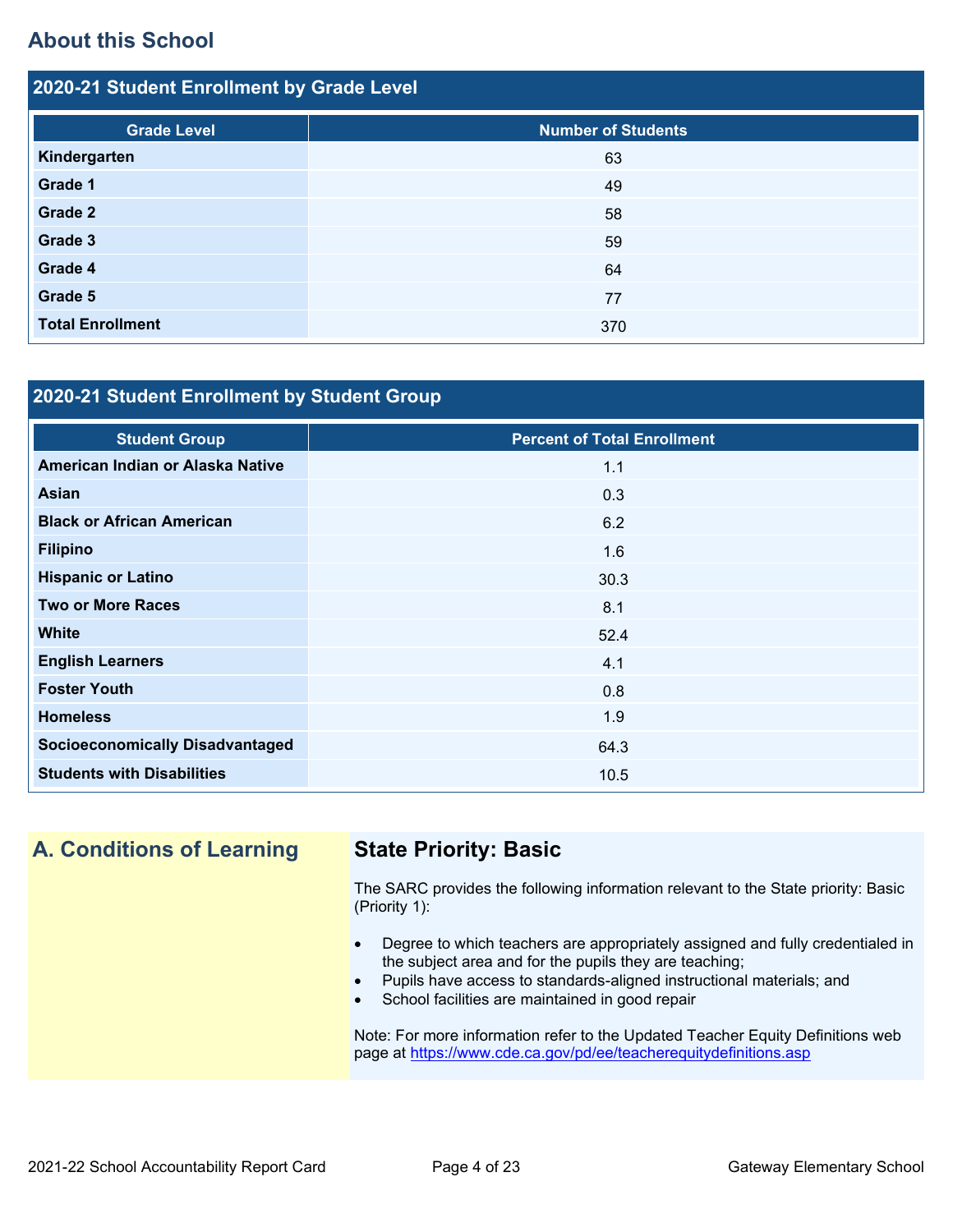## About this School

### 2020-21 Student Enrollment by Grade Level

| Grade Level | Number of Students |
|---|---|
| **Kindergarten** | 63 |
| **Grade 1** | 49 |
| **Grade 2** | 58 |
| **Grade 3** | 59 |
| **Grade 4** | 64 |
| **Grade 5** | 77 |
| **Total Enrollment** | 370 |

### 2020-21 Student Enrollment by Student Group

| Student Group | Percent of Total Enrollment |
|---|---|
| **American Indian or Alaska Native** | 1.1 |
| **Asian** | 0.3 |
| **Black or African American** | 6.2 |
| **Filipino** | 1.6 |
| **Hispanic or Latino** | 30.3 |
| **Two or More Races** | 8.1 |
| **White** | 52.4 |
| **English Learners** | 4.1 |
| **Foster Youth** | 0.8 |
| **Homeless** | 1.9 |
| **Socioeconomically Disadvantaged** | 64.3 |
| **Students with Disabilities** | 10.5 |

## A. Conditions of Learning

### State Priority: Basic

The SARC provides the following information relevant to the State priority: Basic (Priority 1):

- Degree to which teachers are appropriately assigned and fully credentialed in the subject area and for the pupils they are teaching;
- Pupils have access to standards-aligned instructional materials; and
- School facilities are maintained in good repair

Note: For more information refer to the Updated Teacher Equity Definitions web page at https://www.cde.ca.gov/pd/ee/teacherequitydefinitions.asp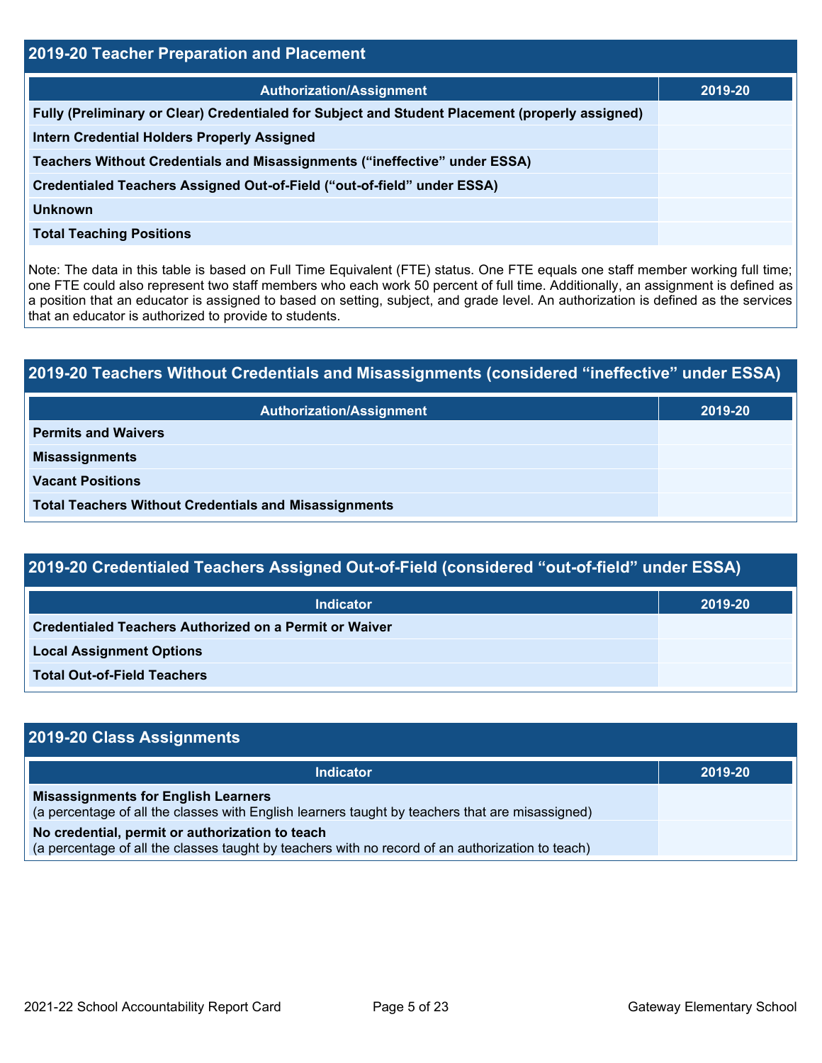## 2019-20 Teacher Preparation and Placement

| Authorization/Assignment | 2019-20 |
| --- | --- |
| Fully (Preliminary or Clear) Credentialed for Subject and Student Placement (properly assigned) | |
| Intern Credential Holders Properly Assigned | |
| Teachers Without Credentials and Misassignments ("ineffective" under ESSA) | |
| Credentialed Teachers Assigned Out-of-Field ("out-of-field" under ESSA) | |
| Unknown | |
| Total Teaching Positions | |

Note: The data in this table is based on Full Time Equivalent (FTE) status. One FTE equals one staff member working full time; one FTE could also represent two staff members who each work 50 percent of full time. Additionally, an assignment is defined as a position that an educator is assigned to based on setting, subject, and grade level. An authorization is defined as the services that an educator is authorized to provide to students.

## 2019-20 Teachers Without Credentials and Misassignments (considered "ineffective" under ESSA)

| Authorization/Assignment | 2019-20 |
| --- | --- |
| Permits and Waivers | |
| Misassignments | |
| Vacant Positions | |
| Total Teachers Without Credentials and Misassignments | |

## 2019-20 Credentialed Teachers Assigned Out-of-Field (considered "out-of-field" under ESSA)

| Indicator | 2019-20 |
| --- | --- |
| Credentialed Teachers Authorized on a Permit or Waiver | |
| Local Assignment Options | |
| Total Out-of-Field Teachers | |

## 2019-20 Class Assignments

| Indicator | 2019-20 |
| --- | --- |
| **Misassignments for English Learners** (a percentage of all the classes with English learners taught by teachers that are misassigned) | |
| **No credential, permit or authorization to teach** (a percentage of all the classes taught by teachers with no record of an authorization to teach) | |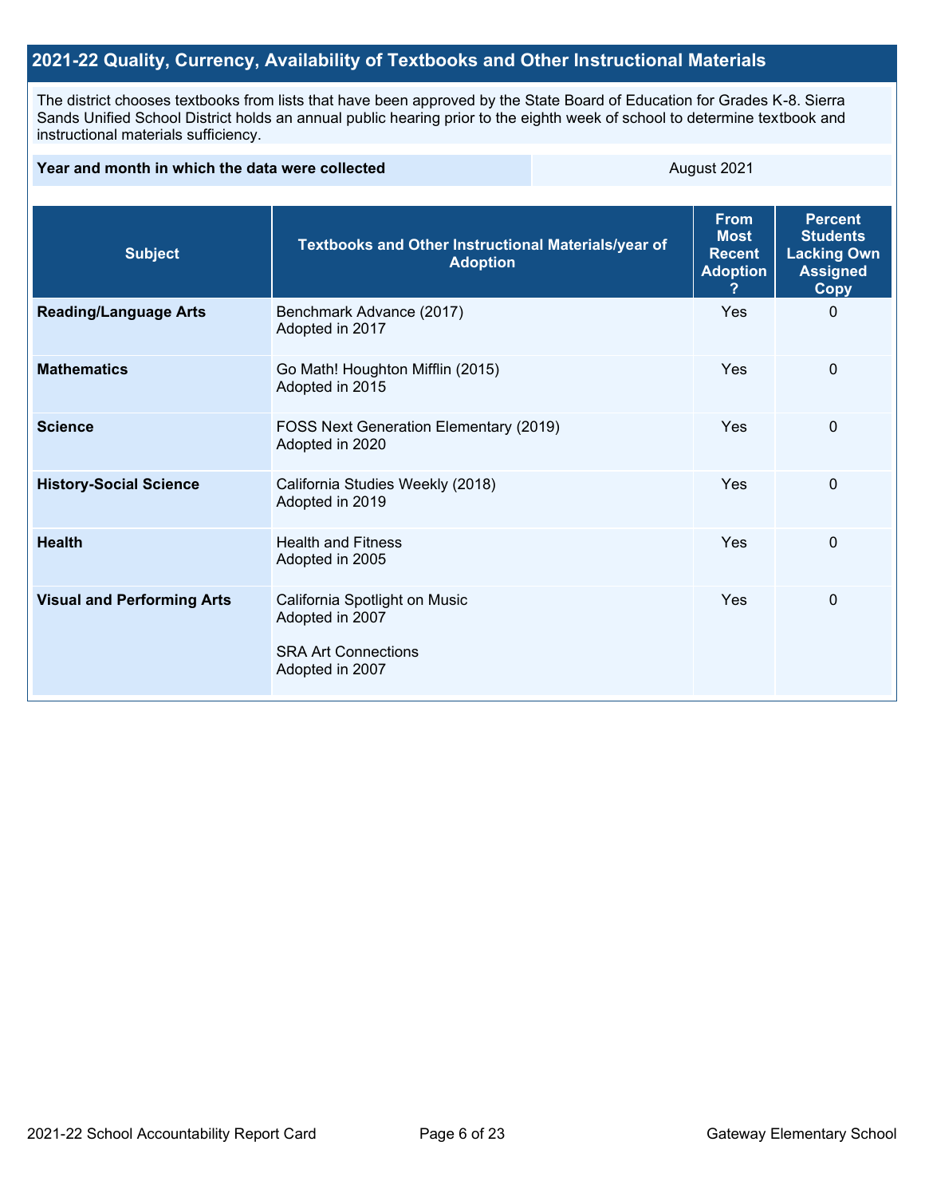## 2021-22 Quality, Currency, Availability of Textbooks and Other Instructional Materials

The district chooses textbooks from lists that have been approved by the State Board of Education for Grades K-8. Sierra Sands Unified School District holds an annual public hearing prior to the eighth week of school to determine textbook and instructional materials sufficiency.

| Year and month in which the data were collected | August 2021 |
|---|---|

| Subject | Textbooks and Other Instructional Materials/year of Adoption | From Most Recent Adoption ? | Percent Students Lacking Own Assigned Copy |
|---|---|---|---|
| **Reading/Language Arts** | Benchmark Advance (2017)<br>Adopted in 2017 | Yes | 0 |
| **Mathematics** | Go Math! Houghton Mifflin (2015)<br>Adopted in 2015 | Yes | 0 |
| **Science** | FOSS Next Generation Elementary (2019)<br>Adopted in 2020 | Yes | 0 |
| **History-Social Science** | California Studies Weekly (2018)<br>Adopted in 2019 | Yes | 0 |
| **Health** | Health and Fitness<br>Adopted in 2005 | Yes | 0 |
| **Visual and Performing Arts** | California Spotlight on Music<br>Adopted in 2007<br><br>SRA Art Connections<br>Adopted in 2007 | Yes | 0 |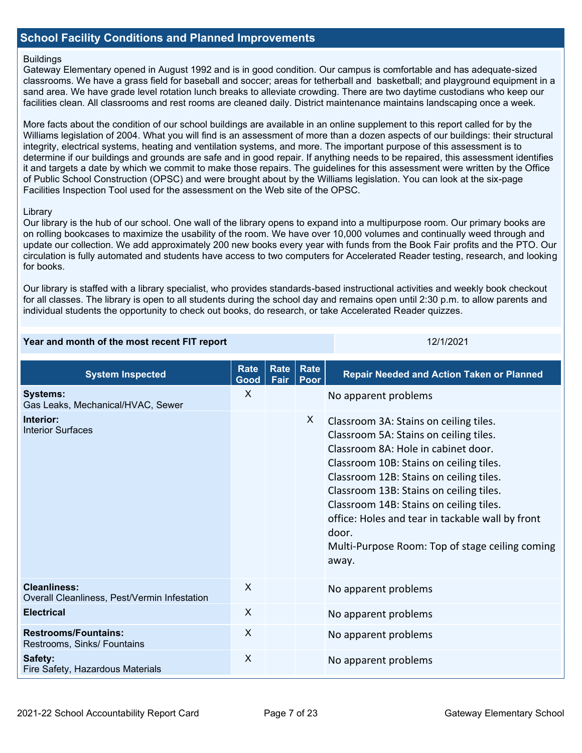## School Facility Conditions and Planned Improvements

Buildings
Gateway Elementary opened in August 1992 and is in good condition. Our campus is comfortable and has adequate-sized classrooms. We have a grass field for baseball and soccer; areas for tetherball and basketball; and playground equipment in a sand area. We have grade level rotation lunch breaks to alleviate crowding. There are two daytime custodians who keep our facilities clean. All classrooms and rest rooms are cleaned daily. District maintenance maintains landscaping once a week.

More facts about the condition of our school buildings are available in an online supplement to this report called for by the Williams legislation of 2004. What you will find is an assessment of more than a dozen aspects of our buildings: their structural integrity, electrical systems, heating and ventilation systems, and more. The important purpose of this assessment is to determine if our buildings and grounds are safe and in good repair. If anything needs to be repaired, this assessment identifies it and targets a date by which we commit to make those repairs. The guidelines for this assessment were written by the Office of Public School Construction (OPSC) and were brought about by the Williams legislation. You can look at the six-page Facilities Inspection Tool used for the assessment on the Web site of the OPSC.

Library
Our library is the hub of our school. One wall of the library opens to expand into a multipurpose room. Our primary books are on rolling bookcases to maximize the usability of the room. We have over 10,000 volumes and continually weed through and update our collection. We add approximately 200 new books every year with funds from the Book Fair profits and the PTO. Our circulation is fully automated and students have access to two computers for Accelerated Reader testing, research, and looking for books.

Our library is staffed with a library specialist, who provides standards-based instructional activities and weekly book checkout for all classes. The library is open to all students during the school day and remains open until 2:30 p.m. to allow parents and individual students the opportunity to check out books, do research, or take Accelerated Reader quizzes.

| Year and month of the most recent FIT report | 12/1/2021 |
|---|---|

| System Inspected | Rate Good | Rate Fair | Rate Poor | Repair Needed and Action Taken or Planned |
|---|---|---|---|---|
| **Systems:** Gas Leaks, Mechanical/HVAC, Sewer | X | | | No apparent problems |
| **Interior:** Interior Surfaces | | | X | Classroom 3A: Stains on ceiling tiles. Classroom 5A: Stains on ceiling tiles. Classroom 8A: Hole in cabinet door. Classroom 10B: Stains on ceiling tiles. Classroom 12B: Stains on ceiling tiles. Classroom 13B: Stains on ceiling tiles. Classroom 14B: Stains on ceiling tiles. office: Holes and tear in tackable wall by front door. Multi-Purpose Room: Top of stage ceiling coming away. |
| **Cleanliness:** Overall Cleanliness, Pest/Vermin Infestation | X | | | No apparent problems |
| **Electrical** | X | | | No apparent problems |
| **Restrooms/Fountains:** Restrooms, Sinks/ Fountains | X | | | No apparent problems |
| **Safety:** Fire Safety, Hazardous Materials | X | | | No apparent problems |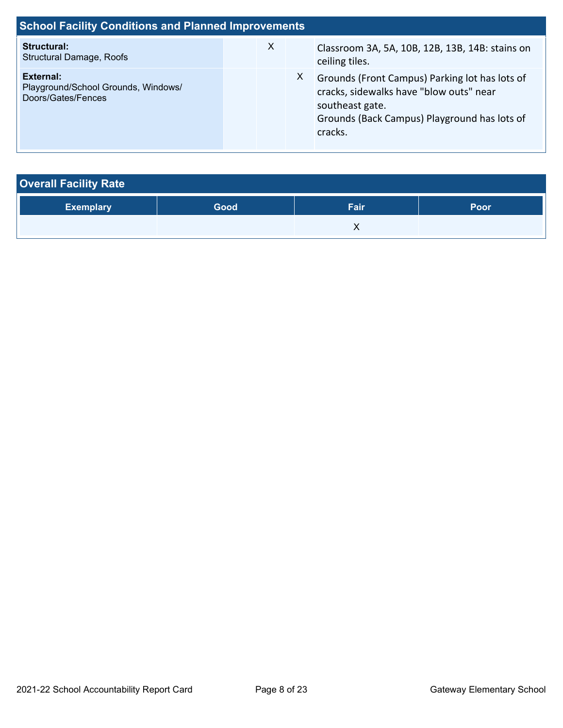## School Facility Conditions and Planned Improvements

| | | | | |
|---|---|---|---|---|
| **Structural:** Structural Damage, Roofs | | X | | Classroom 3A, 5A, 10B, 12B, 13B, 14B: stains on ceiling tiles. |
| **External:** Playground/School Grounds, Windows/ Doors/Gates/Fences | | | X | Grounds (Front Campus) Parking lot has lots of cracks, sidewalks have "blow outs" near southeast gate. Grounds (Back Campus) Playground has lots of cracks. |

## Overall Facility Rate

| Exemplary | Good | Fair | Poor |
|---|---|---|---|
| | | X | |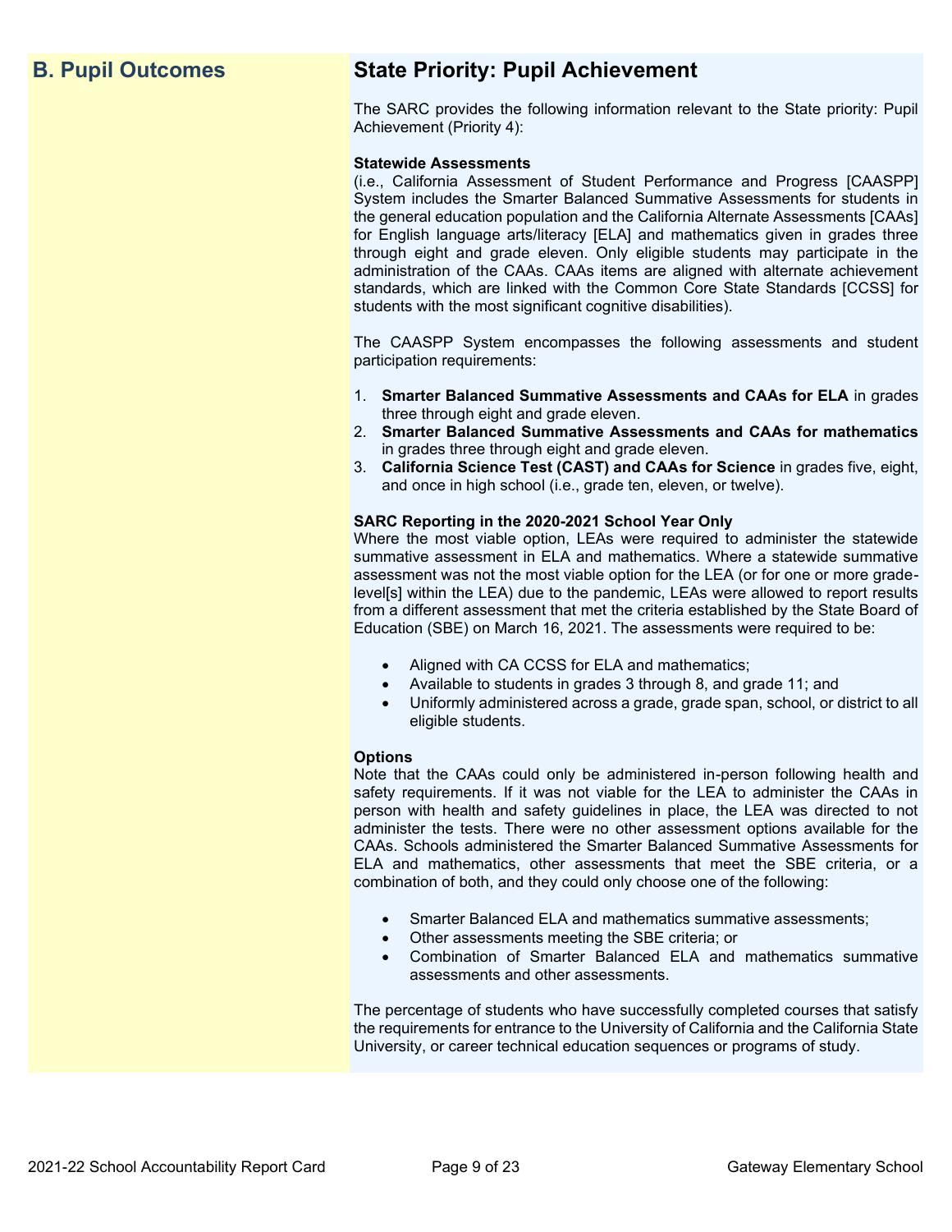## B. Pupil Outcomes

### State Priority: Pupil Achievement

The SARC provides the following information relevant to the State priority: Pupil Achievement (Priority 4):

**Statewide Assessments**
(i.e., California Assessment of Student Performance and Progress [CAASPP] System includes the Smarter Balanced Summative Assessments for students in the general education population and the California Alternate Assessments [CAAs] for English language arts/literacy [ELA] and mathematics given in grades three through eight and grade eleven. Only eligible students may participate in the administration of the CAAs. CAAs items are aligned with alternate achievement standards, which are linked with the Common Core State Standards [CCSS] for students with the most significant cognitive disabilities).

The CAASPP System encompasses the following assessments and student participation requirements:

1. **Smarter Balanced Summative Assessments and CAAs for ELA** in grades three through eight and grade eleven.
2. **Smarter Balanced Summative Assessments and CAAs for mathematics** in grades three through eight and grade eleven.
3. **California Science Test (CAST) and CAAs for Science** in grades five, eight, and once in high school (i.e., grade ten, eleven, or twelve).

**SARC Reporting in the 2020-2021 School Year Only**
Where the most viable option, LEAs were required to administer the statewide summative assessment in ELA and mathematics. Where a statewide summative assessment was not the most viable option for the LEA (or for one or more grade-level[s] within the LEA) due to the pandemic, LEAs were allowed to report results from a different assessment that met the criteria established by the State Board of Education (SBE) on March 16, 2021. The assessments were required to be:

- Aligned with CA CCSS for ELA and mathematics;
- Available to students in grades 3 through 8, and grade 11; and
- Uniformly administered across a grade, grade span, school, or district to all eligible students.

**Options**
Note that the CAAs could only be administered in-person following health and safety requirements. If it was not viable for the LEA to administer the CAAs in person with health and safety guidelines in place, the LEA was directed to not administer the tests. There were no other assessment options available for the CAAs. Schools administered the Smarter Balanced Summative Assessments for ELA and mathematics, other assessments that meet the SBE criteria, or a combination of both, and they could only choose one of the following:

- Smarter Balanced ELA and mathematics summative assessments;
- Other assessments meeting the SBE criteria; or
- Combination of Smarter Balanced ELA and mathematics summative assessments and other assessments.

The percentage of students who have successfully completed courses that satisfy the requirements for entrance to the University of California and the California State University, or career technical education sequences or programs of study.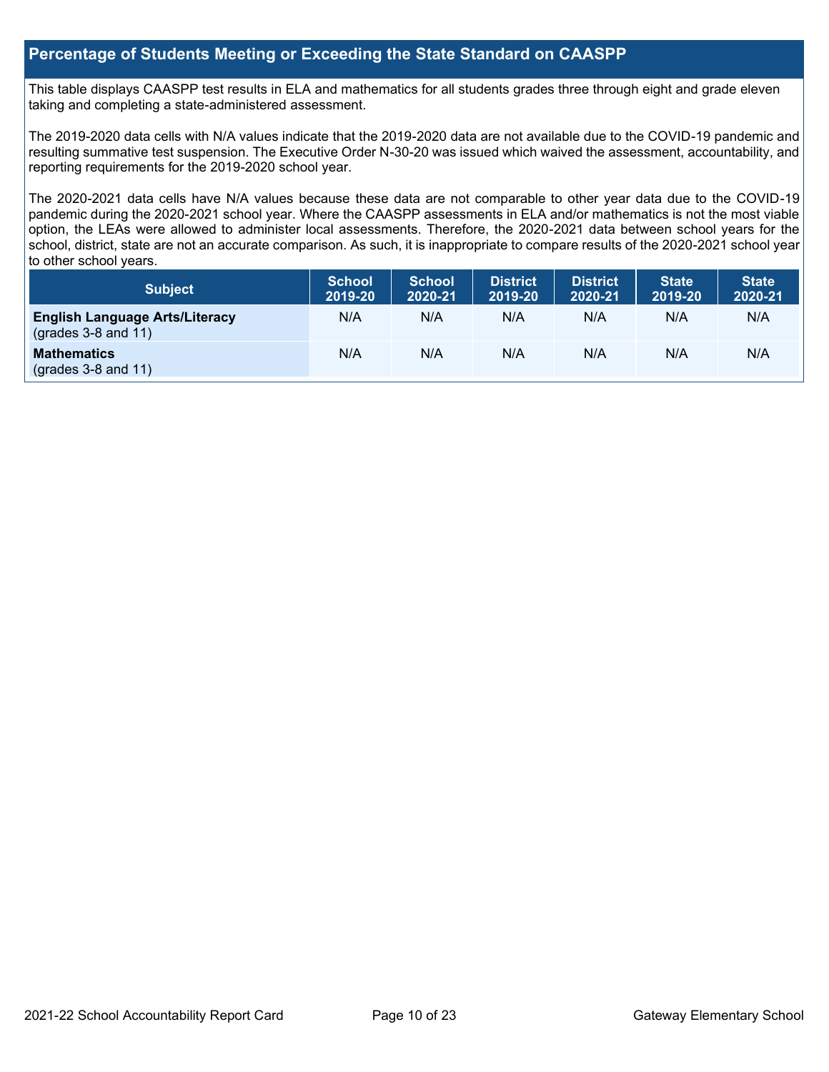## Percentage of Students Meeting or Exceeding the State Standard on CAASPP

This table displays CAASPP test results in ELA and mathematics for all students grades three through eight and grade eleven taking and completing a state-administered assessment.

The 2019-2020 data cells with N/A values indicate that the 2019-2020 data are not available due to the COVID-19 pandemic and resulting summative test suspension. The Executive Order N-30-20 was issued which waived the assessment, accountability, and reporting requirements for the 2019-2020 school year.

The 2020-2021 data cells have N/A values because these data are not comparable to other year data due to the COVID-19 pandemic during the 2020-2021 school year. Where the CAASPP assessments in ELA and/or mathematics is not the most viable option, the LEAs were allowed to administer local assessments. Therefore, the 2020-2021 data between school years for the school, district, state are not an accurate comparison. As such, it is inappropriate to compare results of the 2020-2021 school year to other school years.

| Subject | School 2019-20 | School 2020-21 | District 2019-20 | District 2020-21 | State 2019-20 | State 2020-21 |
|---|---|---|---|---|---|---|
| **English Language Arts/Literacy** (grades 3-8 and 11) | N/A | N/A | N/A | N/A | N/A | N/A |
| **Mathematics** (grades 3-8 and 11) | N/A | N/A | N/A | N/A | N/A | N/A |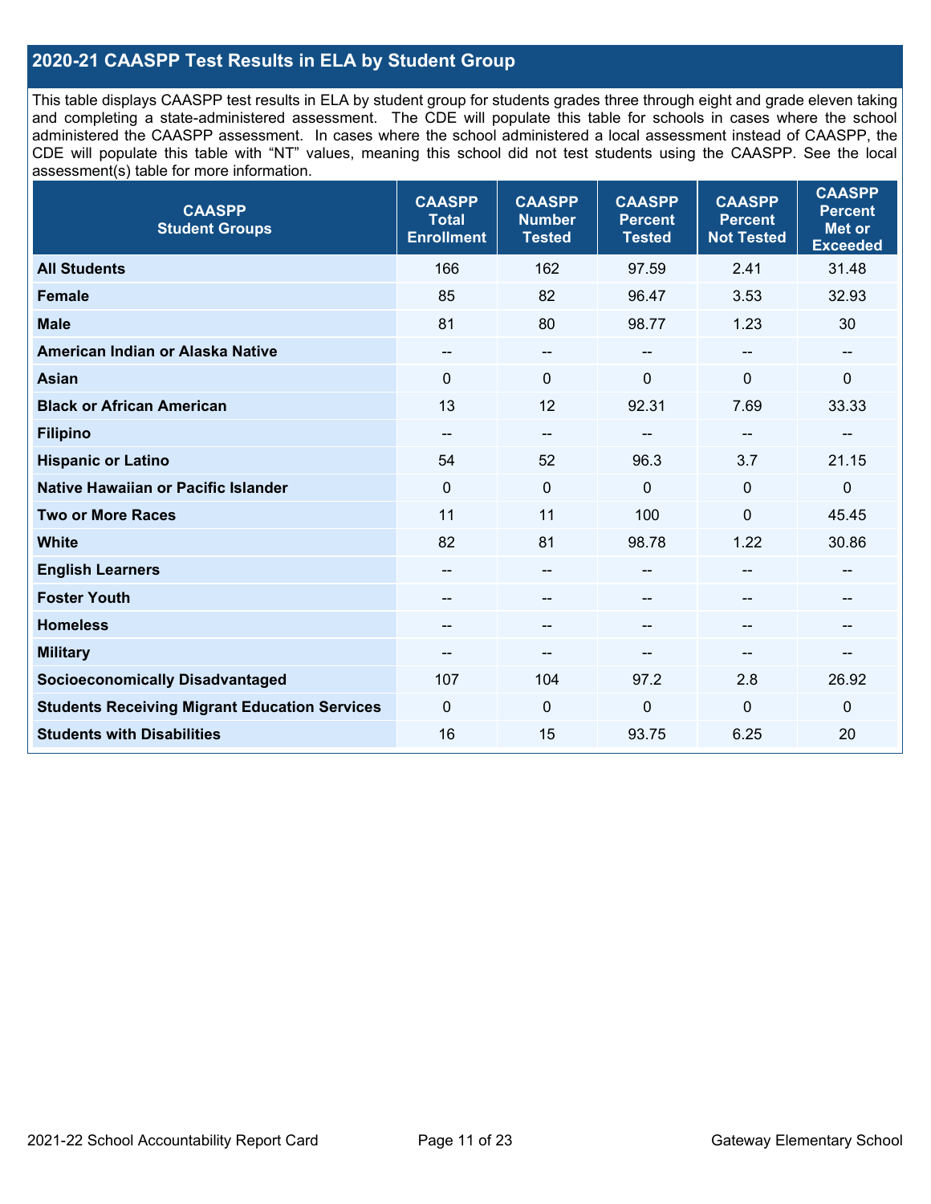## 2020-21 CAASPP Test Results in ELA by Student Group

This table displays CAASPP test results in ELA by student group for students grades three through eight and grade eleven taking and completing a state-administered assessment. The CDE will populate this table for schools in cases where the school administered the CAASPP assessment. In cases where the school administered a local assessment instead of CAASPP, the CDE will populate this table with "NT" values, meaning this school did not test students using the CAASPP. See the local assessment(s) table for more information.

| CAASPP Student Groups | CAASPP Total Enrollment | CAASPP Number Tested | CAASPP Percent Tested | CAASPP Percent Not Tested | CAASPP Percent Met or Exceeded |
|---|---|---|---|---|---|
| **All Students** | 166 | 162 | 97.59 | 2.41 | 31.48 |
| **Female** | 85 | 82 | 96.47 | 3.53 | 32.93 |
| **Male** | 81 | 80 | 98.77 | 1.23 | 30 |
| **American Indian or Alaska Native** | -- | -- | -- | -- | -- |
| **Asian** | 0 | 0 | 0 | 0 | 0 |
| **Black or African American** | 13 | 12 | 92.31 | 7.69 | 33.33 |
| **Filipino** | -- | -- | -- | -- | -- |
| **Hispanic or Latino** | 54 | 52 | 96.3 | 3.7 | 21.15 |
| **Native Hawaiian or Pacific Islander** | 0 | 0 | 0 | 0 | 0 |
| **Two or More Races** | 11 | 11 | 100 | 0 | 45.45 |
| **White** | 82 | 81 | 98.78 | 1.22 | 30.86 |
| **English Learners** | -- | -- | -- | -- | -- |
| **Foster Youth** | -- | -- | -- | -- | -- |
| **Homeless** | -- | -- | -- | -- | -- |
| **Military** | -- | -- | -- | -- | -- |
| **Socioeconomically Disadvantaged** | 107 | 104 | 97.2 | 2.8 | 26.92 |
| **Students Receiving Migrant Education Services** | 0 | 0 | 0 | 0 | 0 |
| **Students with Disabilities** | 16 | 15 | 93.75 | 6.25 | 20 |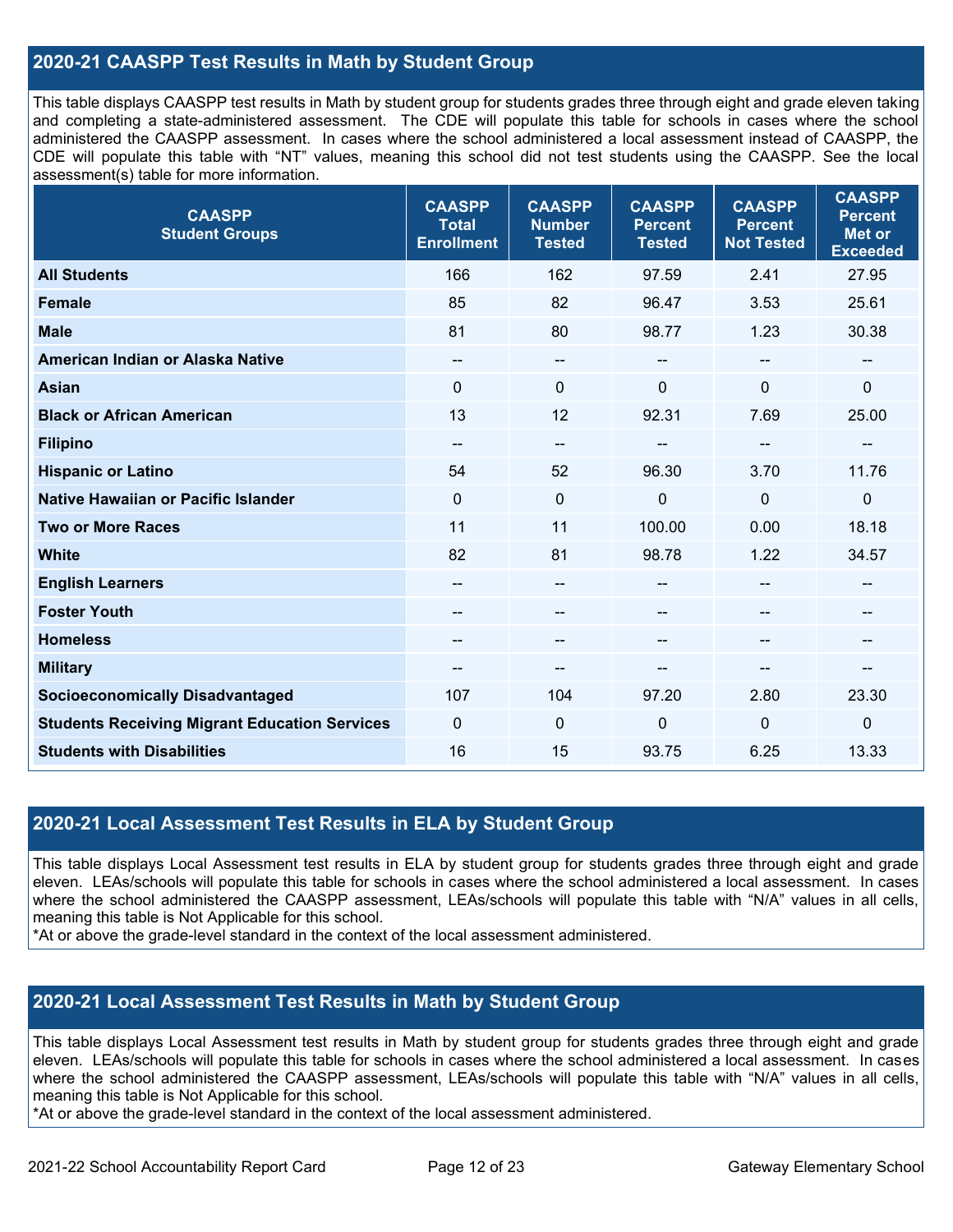## 2020-21 CAASPP Test Results in Math by Student Group

This table displays CAASPP test results in Math by student group for students grades three through eight and grade eleven taking and completing a state-administered assessment. The CDE will populate this table for schools in cases where the school administered the CAASPP assessment. In cases where the school administered a local assessment instead of CAASPP, the CDE will populate this table with "NT" values, meaning this school did not test students using the CAASPP. See the local assessment(s) table for more information.

| CAASPP Student Groups | CAASPP Total Enrollment | CAASPP Number Tested | CAASPP Percent Tested | CAASPP Percent Not Tested | CAASPP Percent Met or Exceeded |
|---|---|---|---|---|---|
| **All Students** | 166 | 162 | 97.59 | 2.41 | 27.95 |
| **Female** | 85 | 82 | 96.47 | 3.53 | 25.61 |
| **Male** | 81 | 80 | 98.77 | 1.23 | 30.38 |
| **American Indian or Alaska Native** | -- | -- | -- | -- | -- |
| **Asian** | 0 | 0 | 0 | 0 | 0 |
| **Black or African American** | 13 | 12 | 92.31 | 7.69 | 25.00 |
| **Filipino** | -- | -- | -- | -- | -- |
| **Hispanic or Latino** | 54 | 52 | 96.30 | 3.70 | 11.76 |
| **Native Hawaiian or Pacific Islander** | 0 | 0 | 0 | 0 | 0 |
| **Two or More Races** | 11 | 11 | 100.00 | 0.00 | 18.18 |
| **White** | 82 | 81 | 98.78 | 1.22 | 34.57 |
| **English Learners** | -- | -- | -- | -- | -- |
| **Foster Youth** | -- | -- | -- | -- | -- |
| **Homeless** | -- | -- | -- | -- | -- |
| **Military** | -- | -- | -- | -- | -- |
| **Socioeconomically Disadvantaged** | 107 | 104 | 97.20 | 2.80 | 23.30 |
| **Students Receiving Migrant Education Services** | 0 | 0 | 0 | 0 | 0 |
| **Students with Disabilities** | 16 | 15 | 93.75 | 6.25 | 13.33 |

## 2020-21 Local Assessment Test Results in ELA by Student Group

This table displays Local Assessment test results in ELA by student group for students grades three through eight and grade eleven. LEAs/schools will populate this table for schools in cases where the school administered a local assessment. In cases where the school administered the CAASPP assessment, LEAs/schools will populate this table with "N/A" values in all cells, meaning this table is Not Applicable for this school.
*At or above the grade-level standard in the context of the local assessment administered.

## 2020-21 Local Assessment Test Results in Math by Student Group

This table displays Local Assessment test results in Math by student group for students grades three through eight and grade eleven. LEAs/schools will populate this table for schools in cases where the school administered a local assessment. In cases where the school administered the CAASPP assessment, LEAs/schools will populate this table with "N/A" values in all cells, meaning this table is Not Applicable for this school.
*At or above the grade-level standard in the context of the local assessment administered.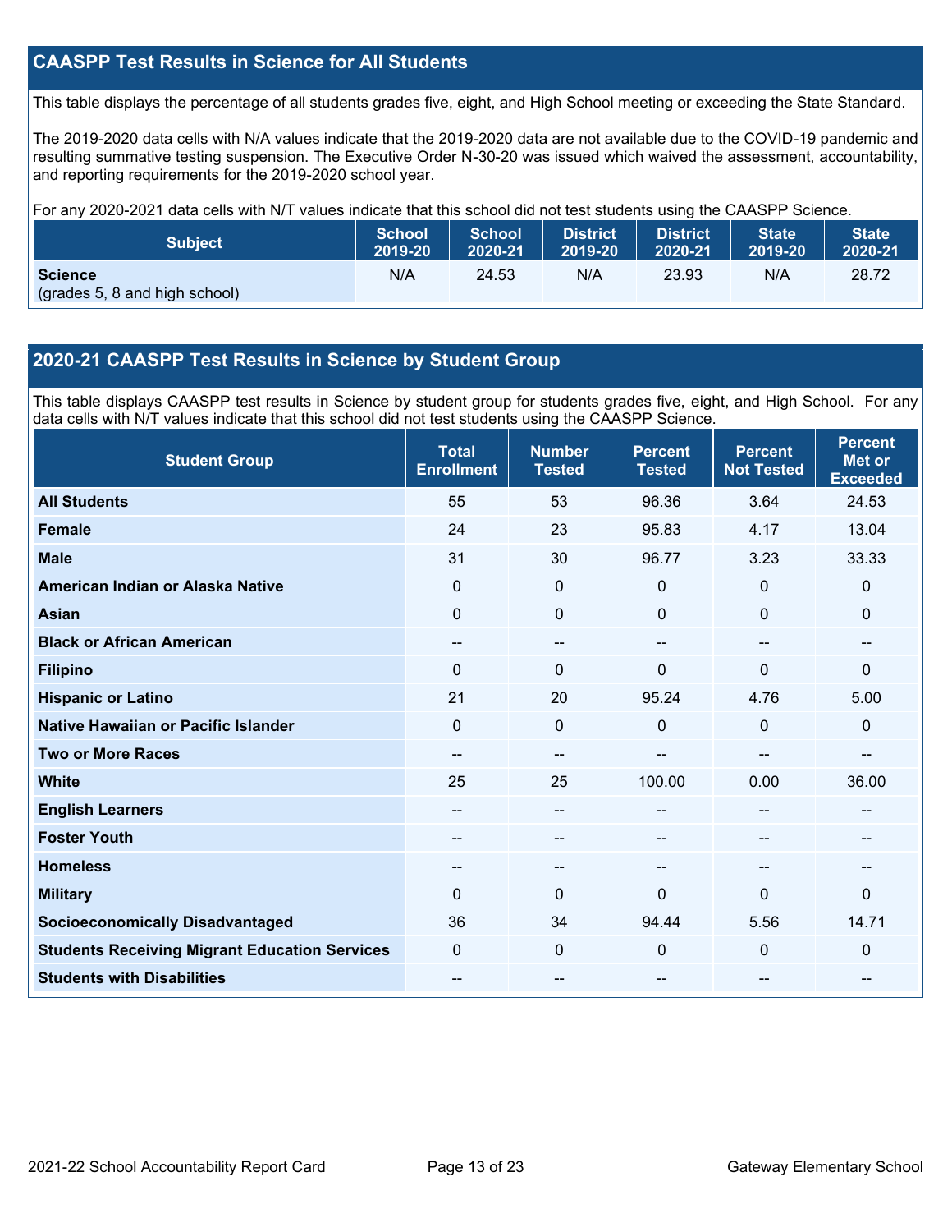## CAASPP Test Results in Science for All Students

This table displays the percentage of all students grades five, eight, and High School meeting or exceeding the State Standard.

The 2019-2020 data cells with N/A values indicate that the 2019-2020 data are not available due to the COVID-19 pandemic and resulting summative testing suspension. The Executive Order N-30-20 was issued which waived the assessment, accountability, and reporting requirements for the 2019-2020 school year.

For any 2020-2021 data cells with N/T values indicate that this school did not test students using the CAASPP Science.

| Subject | School 2019-20 | School 2020-21 | District 2019-20 | District 2020-21 | State 2019-20 | State 2020-21 |
|---|---|---|---|---|---|---|
| **Science** (grades 5, 8 and high school) | N/A | 24.53 | N/A | 23.93 | N/A | 28.72 |

## 2020-21 CAASPP Test Results in Science by Student Group

This table displays CAASPP test results in Science by student group for students grades five, eight, and High School. For any data cells with N/T values indicate that this school did not test students using the CAASPP Science.

| Student Group | Total Enrollment | Number Tested | Percent Tested | Percent Not Tested | Percent Met or Exceeded |
|---|---|---|---|---|---|
| **All Students** | 55 | 53 | 96.36 | 3.64 | 24.53 |
| **Female** | 24 | 23 | 95.83 | 4.17 | 13.04 |
| **Male** | 31 | 30 | 96.77 | 3.23 | 33.33 |
| **American Indian or Alaska Native** | 0 | 0 | 0 | 0 | 0 |
| **Asian** | 0 | 0 | 0 | 0 | 0 |
| **Black or African American** | -- | -- | -- | -- | -- |
| **Filipino** | 0 | 0 | 0 | 0 | 0 |
| **Hispanic or Latino** | 21 | 20 | 95.24 | 4.76 | 5.00 |
| **Native Hawaiian or Pacific Islander** | 0 | 0 | 0 | 0 | 0 |
| **Two or More Races** | -- | -- | -- | -- | -- |
| **White** | 25 | 25 | 100.00 | 0.00 | 36.00 |
| **English Learners** | -- | -- | -- | -- | -- |
| **Foster Youth** | -- | -- | -- | -- | -- |
| **Homeless** | -- | -- | -- | -- | -- |
| **Military** | 0 | 0 | 0 | 0 | 0 |
| **Socioeconomically Disadvantaged** | 36 | 34 | 94.44 | 5.56 | 14.71 |
| **Students Receiving Migrant Education Services** | 0 | 0 | 0 | 0 | 0 |
| **Students with Disabilities** | -- | -- | -- | -- | -- |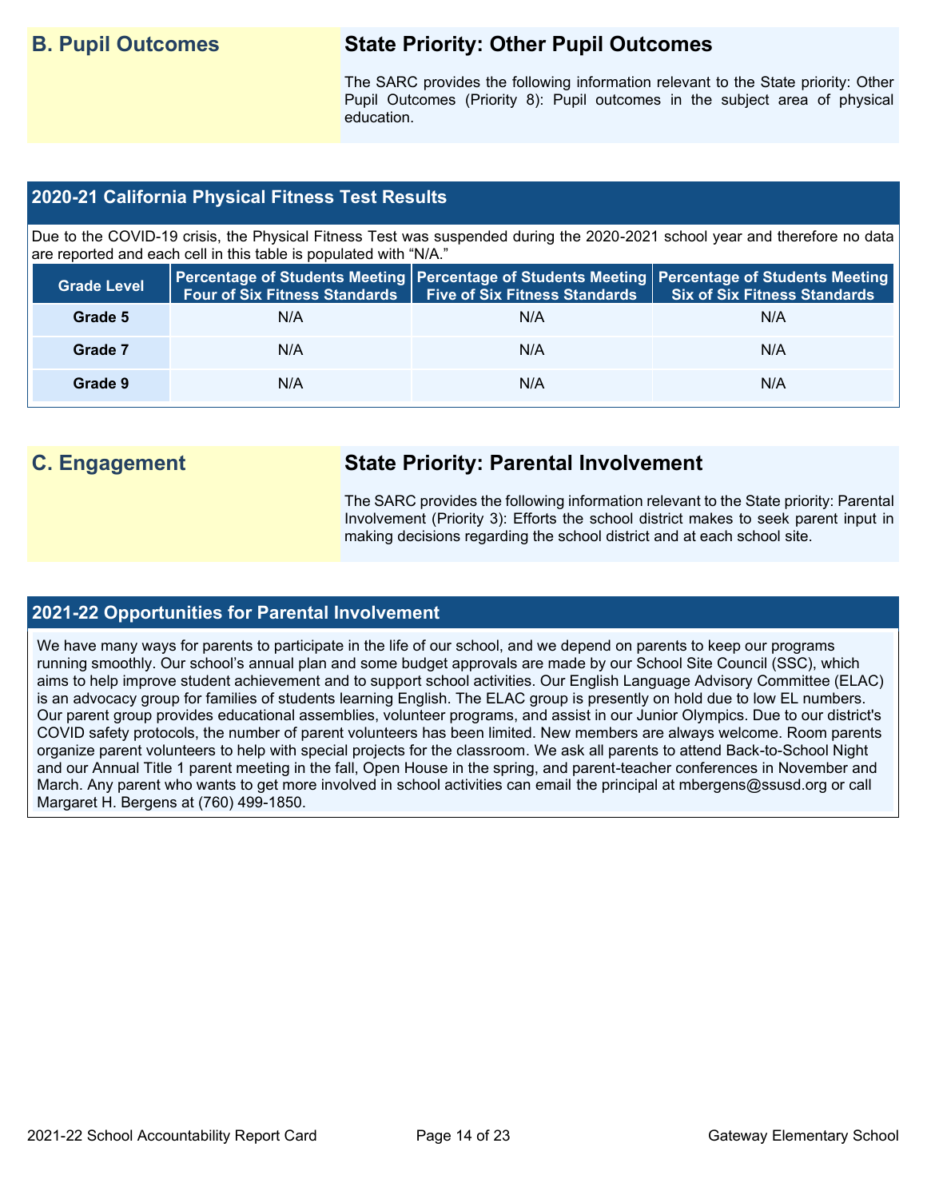## B. Pupil Outcomes

### State Priority: Other Pupil Outcomes

The SARC provides the following information relevant to the State priority: Other Pupil Outcomes (Priority 8): Pupil outcomes in the subject area of physical education.

### 2020-21 California Physical Fitness Test Results

Due to the COVID-19 crisis, the Physical Fitness Test was suspended during the 2020-2021 school year and therefore no data are reported and each cell in this table is populated with "N/A."

| Grade Level | Percentage of Students Meeting Four of Six Fitness Standards | Percentage of Students Meeting Five of Six Fitness Standards | Percentage of Students Meeting Six of Six Fitness Standards |
|---|---|---|---|
| Grade 5 | N/A | N/A | N/A |
| Grade 7 | N/A | N/A | N/A |
| Grade 9 | N/A | N/A | N/A |

## C. Engagement

### State Priority: Parental Involvement

The SARC provides the following information relevant to the State priority: Parental Involvement (Priority 3): Efforts the school district makes to seek parent input in making decisions regarding the school district and at each school site.

### 2021-22 Opportunities for Parental Involvement

We have many ways for parents to participate in the life of our school, and we depend on parents to keep our programs running smoothly. Our school's annual plan and some budget approvals are made by our School Site Council (SSC), which aims to help improve student achievement and to support school activities. Our English Language Advisory Committee (ELAC) is an advocacy group for families of students learning English. The ELAC group is presently on hold due to low EL numbers. Our parent group provides educational assemblies, volunteer programs, and assist in our Junior Olympics. Due to our district's COVID safety protocols, the number of parent volunteers has been limited. New members are always welcome. Room parents organize parent volunteers to help with special projects for the classroom. We ask all parents to attend Back-to-School Night and our Annual Title 1 parent meeting in the fall, Open House in the spring, and parent-teacher conferences in November and March. Any parent who wants to get more involved in school activities can email the principal at mbergens@ssusd.org or call Margaret H. Bergens at (760) 499-1850.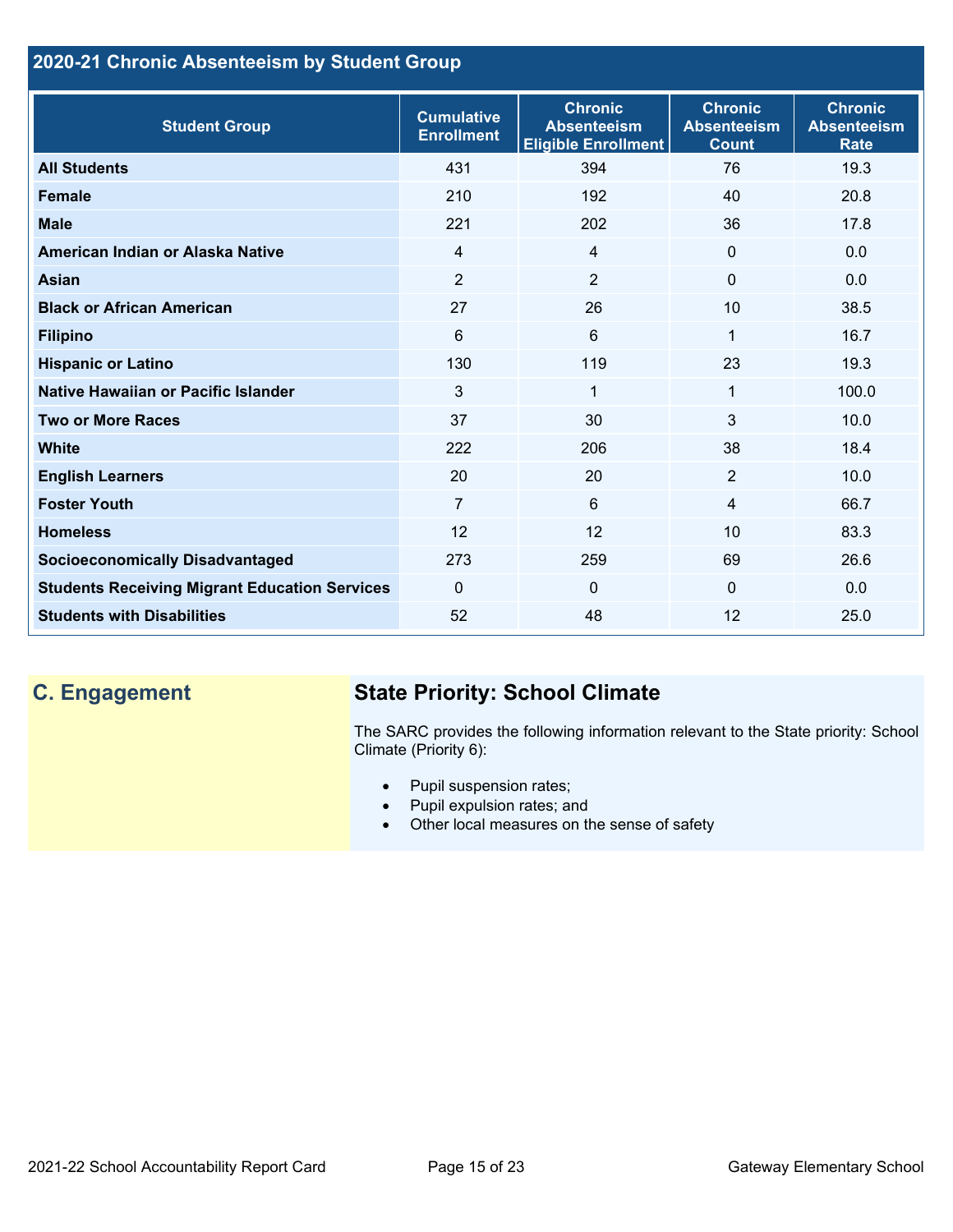## 2020-21 Chronic Absenteeism by Student Group

| Student Group | Cumulative Enrollment | Chronic Absenteeism Eligible Enrollment | Chronic Absenteeism Count | Chronic Absenteeism Rate |
|---|---|---|---|---|
| **All Students** | 431 | 394 | 76 | 19.3 |
| **Female** | 210 | 192 | 40 | 20.8 |
| **Male** | 221 | 202 | 36 | 17.8 |
| **American Indian or Alaska Native** | 4 | 4 | 0 | 0.0 |
| **Asian** | 2 | 2 | 0 | 0.0 |
| **Black or African American** | 27 | 26 | 10 | 38.5 |
| **Filipino** | 6 | 6 | 1 | 16.7 |
| **Hispanic or Latino** | 130 | 119 | 23 | 19.3 |
| **Native Hawaiian or Pacific Islander** | 3 | 1 | 1 | 100.0 |
| **Two or More Races** | 37 | 30 | 3 | 10.0 |
| **White** | 222 | 206 | 38 | 18.4 |
| **English Learners** | 20 | 20 | 2 | 10.0 |
| **Foster Youth** | 7 | 6 | 4 | 66.7 |
| **Homeless** | 12 | 12 | 10 | 83.3 |
| **Socioeconomically Disadvantaged** | 273 | 259 | 69 | 26.6 |
| **Students Receiving Migrant Education Services** | 0 | 0 | 0 | 0.0 |
| **Students with Disabilities** | 52 | 48 | 12 | 25.0 |

## C. Engagement

### State Priority: School Climate

The SARC provides the following information relevant to the State priority: School Climate (Priority 6):

- Pupil suspension rates;
- Pupil expulsion rates; and
- Other local measures on the sense of safety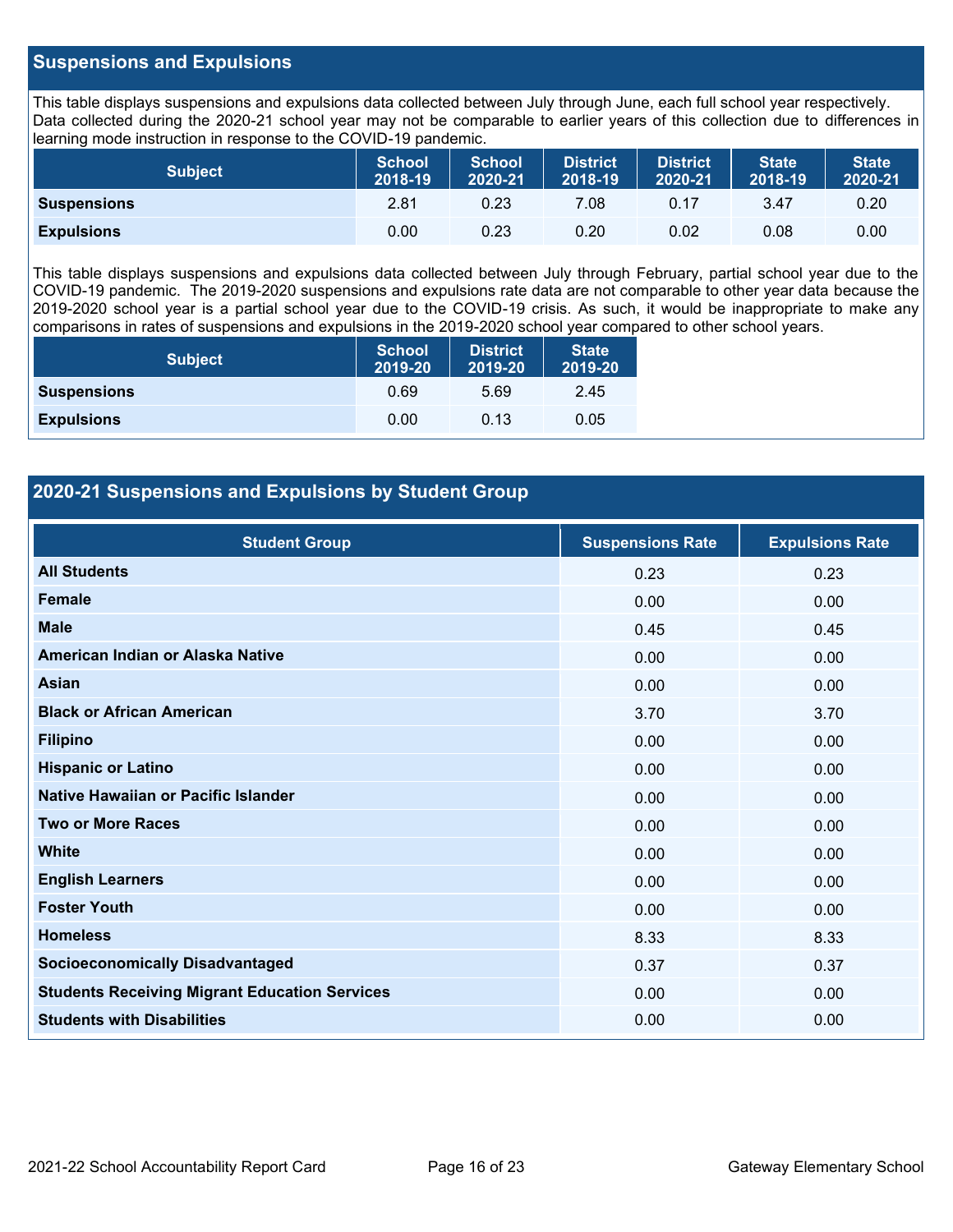## Suspensions and Expulsions

This table displays suspensions and expulsions data collected between July through June, each full school year respectively. Data collected during the 2020-21 school year may not be comparable to earlier years of this collection due to differences in learning mode instruction in response to the COVID-19 pandemic.

| Subject | School 2018-19 | School 2020-21 | District 2018-19 | District 2020-21 | State 2018-19 | State 2020-21 |
|---|---|---|---|---|---|---|
| **Suspensions** | 2.81 | 0.23 | 7.08 | 0.17 | 3.47 | 0.20 |
| **Expulsions** | 0.00 | 0.23 | 0.20 | 0.02 | 0.08 | 0.00 |

This table displays suspensions and expulsions data collected between July through February, partial school year due to the COVID-19 pandemic. The 2019-2020 suspensions and expulsions rate data are not comparable to other year data because the 2019-2020 school year is a partial school year due to the COVID-19 crisis. As such, it would be inappropriate to make any comparisons in rates of suspensions and expulsions in the 2019-2020 school year compared to other school years.

| Subject | School 2019-20 | District 2019-20 | State 2019-20 |
|---|---|---|---|
| **Suspensions** | 0.69 | 5.69 | 2.45 |
| **Expulsions** | 0.00 | 0.13 | 0.05 |

## 2020-21 Suspensions and Expulsions by Student Group

| Student Group | Suspensions Rate | Expulsions Rate |
|---|---|---|
| **All Students** | 0.23 | 0.23 |
| **Female** | 0.00 | 0.00 |
| **Male** | 0.45 | 0.45 |
| **American Indian or Alaska Native** | 0.00 | 0.00 |
| **Asian** | 0.00 | 0.00 |
| **Black or African American** | 3.70 | 3.70 |
| **Filipino** | 0.00 | 0.00 |
| **Hispanic or Latino** | 0.00 | 0.00 |
| **Native Hawaiian or Pacific Islander** | 0.00 | 0.00 |
| **Two or More Races** | 0.00 | 0.00 |
| **White** | 0.00 | 0.00 |
| **English Learners** | 0.00 | 0.00 |
| **Foster Youth** | 0.00 | 0.00 |
| **Homeless** | 8.33 | 8.33 |
| **Socioeconomically Disadvantaged** | 0.37 | 0.37 |
| **Students Receiving Migrant Education Services** | 0.00 | 0.00 |
| **Students with Disabilities** | 0.00 | 0.00 |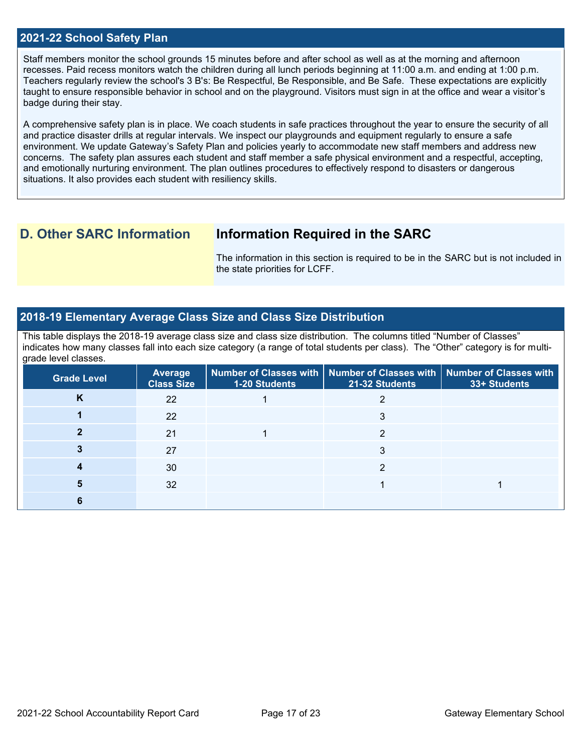## 2021-22 School Safety Plan

Staff members monitor the school grounds 15 minutes before and after school as well as at the morning and afternoon recesses. Paid recess monitors watch the children during all lunch periods beginning at 11:00 a.m. and ending at 1:00 p.m. Teachers regularly review the school's 3 B's: Be Respectful, Be Responsible, and Be Safe. These expectations are explicitly taught to ensure responsible behavior in school and on the playground. Visitors must sign in at the office and wear a visitor's badge during their stay.

A comprehensive safety plan is in place. We coach students in safe practices throughout the year to ensure the security of all and practice disaster drills at regular intervals. We inspect our playgrounds and equipment regularly to ensure a safe environment. We update Gateway's Safety Plan and policies yearly to accommodate new staff members and address new concerns. The safety plan assures each student and staff member a safe physical environment and a respectful, accepting, and emotionally nurturing environment. The plan outlines procedures to effectively respond to disasters or dangerous situations. It also provides each student with resiliency skills.

## D. Other SARC Information

### Information Required in the SARC

The information in this section is required to be in the SARC but is not included in the state priorities for LCFF.

## 2018-19 Elementary Average Class Size and Class Size Distribution

This table displays the 2018-19 average class size and class size distribution. The columns titled "Number of Classes" indicates how many classes fall into each size category (a range of total students per class). The "Other" category is for multi-grade level classes.

| Grade Level | Average Class Size | Number of Classes with 1-20 Students | Number of Classes with 21-32 Students | Number of Classes with 33+ Students |
|---|---|---|---|---|
| K | 22 | 1 | 2 | |
| 1 | 22 | | 3 | |
| 2 | 21 | 1 | 2 | |
| 3 | 27 | | 3 | |
| 4 | 30 | | 2 | |
| 5 | 32 | | 1 | 1 |
| 6 | | | | |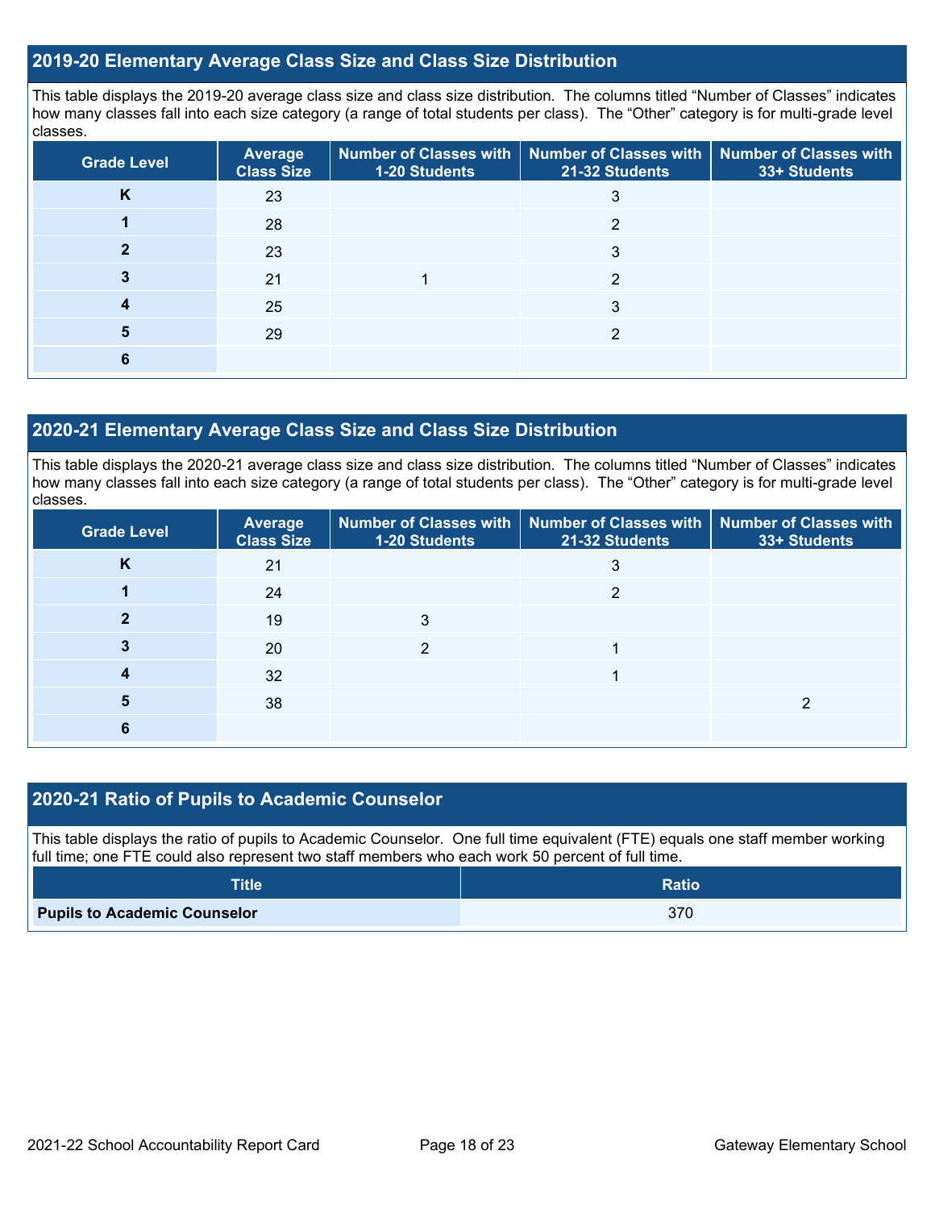## 2019-20 Elementary Average Class Size and Class Size Distribution

This table displays the 2019-20 average class size and class size distribution. The columns titled "Number of Classes" indicates how many classes fall into each size category (a range of total students per class). The "Other" category is for multi-grade level classes.

| Grade Level | Average Class Size | Number of Classes with 1-20 Students | Number of Classes with 21-32 Students | Number of Classes with 33+ Students |
|---|---|---|---|---|
| **K** | 23 | | 3 | |
| **1** | 28 | | 2 | |
| **2** | 23 | | 3 | |
| **3** | 21 | 1 | 2 | |
| **4** | 25 | | 3 | |
| **5** | 29 | | 2 | |
| **6** | | | | |

## 2020-21 Elementary Average Class Size and Class Size Distribution

This table displays the 2020-21 average class size and class size distribution. The columns titled "Number of Classes" indicates how many classes fall into each size category (a range of total students per class). The "Other" category is for multi-grade level classes.

| Grade Level | Average Class Size | Number of Classes with 1-20 Students | Number of Classes with 21-32 Students | Number of Classes with 33+ Students |
|---|---|---|---|---|
| **K** | 21 | | 3 | |
| **1** | 24 | | 2 | |
| **2** | 19 | 3 | | |
| **3** | 20 | 2 | 1 | |
| **4** | 32 | | 1 | |
| **5** | 38 | | | 2 |
| **6** | | | | |

## 2020-21 Ratio of Pupils to Academic Counselor

This table displays the ratio of pupils to Academic Counselor. One full time equivalent (FTE) equals one staff member working full time; one FTE could also represent two staff members who each work 50 percent of full time.

| Title | Ratio |
|---|---|
| **Pupils to Academic Counselor** | 370 |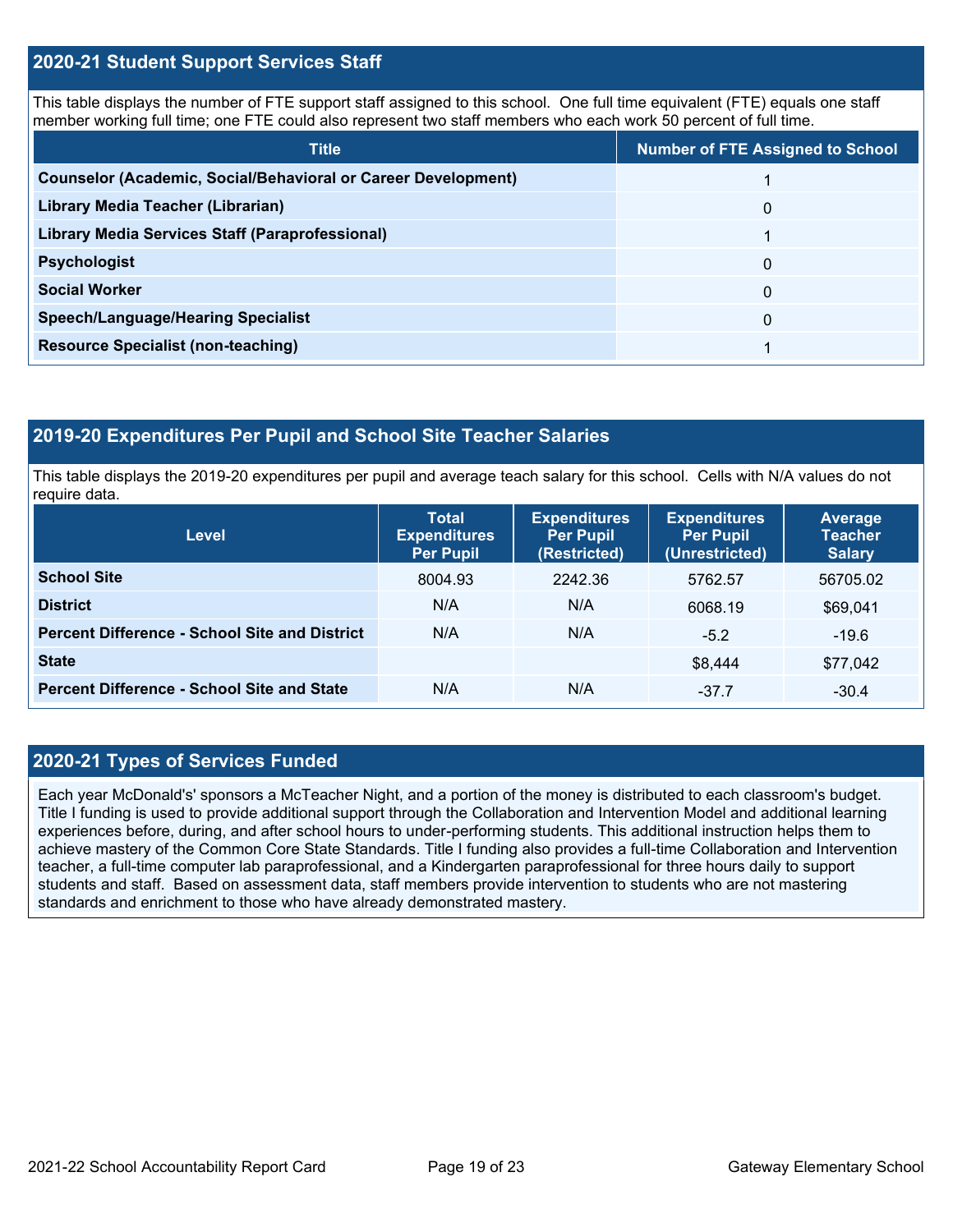## 2020-21 Student Support Services Staff

This table displays the number of FTE support staff assigned to this school. One full time equivalent (FTE) equals one staff member working full time; one FTE could also represent two staff members who each work 50 percent of full time.

| Title | Number of FTE Assigned to School |
|---|---|
| Counselor (Academic, Social/Behavioral or Career Development) | 1 |
| Library Media Teacher (Librarian) | 0 |
| Library Media Services Staff (Paraprofessional) | 1 |
| Psychologist | 0 |
| Social Worker | 0 |
| Speech/Language/Hearing Specialist | 0 |
| Resource Specialist (non-teaching) | 1 |

## 2019-20 Expenditures Per Pupil and School Site Teacher Salaries

This table displays the 2019-20 expenditures per pupil and average teach salary for this school. Cells with N/A values do not require data.

| Level | Total Expenditures Per Pupil | Expenditures Per Pupil (Restricted) | Expenditures Per Pupil (Unrestricted) | Average Teacher Salary |
|---|---|---|---|---|
| School Site | 8004.93 | 2242.36 | 5762.57 | 56705.02 |
| District | N/A | N/A | 6068.19 | $69,041 |
| Percent Difference - School Site and District | N/A | N/A | -5.2 | -19.6 |
| State | | | $8,444 | $77,042 |
| Percent Difference - School Site and State | N/A | N/A | -37.7 | -30.4 |

## 2020-21 Types of Services Funded

Each year McDonald's' sponsors a McTeacher Night, and a portion of the money is distributed to each classroom's budget. Title I funding is used to provide additional support through the Collaboration and Intervention Model and additional learning experiences before, during, and after school hours to under-performing students. This additional instruction helps them to achieve mastery of the Common Core State Standards. Title I funding also provides a full-time Collaboration and Intervention teacher, a full-time computer lab paraprofessional, and a Kindergarten paraprofessional for three hours daily to support students and staff. Based on assessment data, staff members provide intervention to students who are not mastering standards and enrichment to those who have already demonstrated mastery.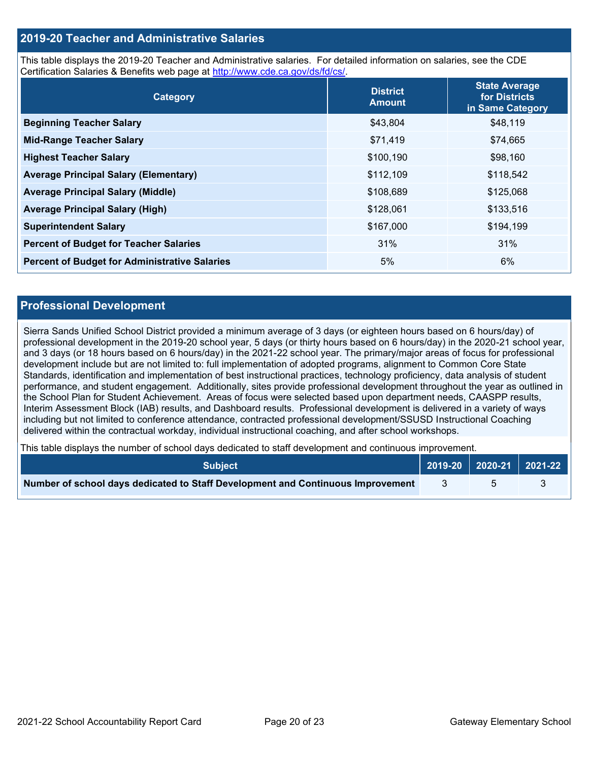## 2019-20 Teacher and Administrative Salaries

This table displays the 2019-20 Teacher and Administrative salaries. For detailed information on salaries, see the CDE Certification Salaries & Benefits web page at http://www.cde.ca.gov/ds/fd/cs/.

| Category | District Amount | State Average for Districts in Same Category |
|---|---|---|
| **Beginning Teacher Salary** | $43,804 | $48,119 |
| **Mid-Range Teacher Salary** | $71,419 | $74,665 |
| **Highest Teacher Salary** | $100,190 | $98,160 |
| **Average Principal Salary (Elementary)** | $112,109 | $118,542 |
| **Average Principal Salary (Middle)** | $108,689 | $125,068 |
| **Average Principal Salary (High)** | $128,061 | $133,516 |
| **Superintendent Salary** | $167,000 | $194,199 |
| **Percent of Budget for Teacher Salaries** | 31% | 31% |
| **Percent of Budget for Administrative Salaries** | 5% | 6% |

## Professional Development

Sierra Sands Unified School District provided a minimum average of 3 days (or eighteen hours based on 6 hours/day) of professional development in the 2019-20 school year, 5 days (or thirty hours based on 6 hours/day) in the 2020-21 school year, and 3 days (or 18 hours based on 6 hours/day) in the 2021-22 school year. The primary/major areas of focus for professional development include but are not limited to: full implementation of adopted programs, alignment to Common Core State Standards, identification and implementation of best instructional practices, technology proficiency, data analysis of student performance, and student engagement. Additionally, sites provide professional development throughout the year as outlined in the School Plan for Student Achievement. Areas of focus were selected based upon department needs, CAASPP results, Interim Assessment Block (IAB) results, and Dashboard results. Professional development is delivered in a variety of ways including but not limited to conference attendance, contracted professional development/SSUSD Instructional Coaching delivered within the contractual workday, individual instructional coaching, and after school workshops.

This table displays the number of school days dedicated to staff development and continuous improvement.

| Subject | 2019-20 | 2020-21 | 2021-22 |
|---|---|---|---|
| **Number of school days dedicated to Staff Development and Continuous Improvement** | 3 | 5 | 3 |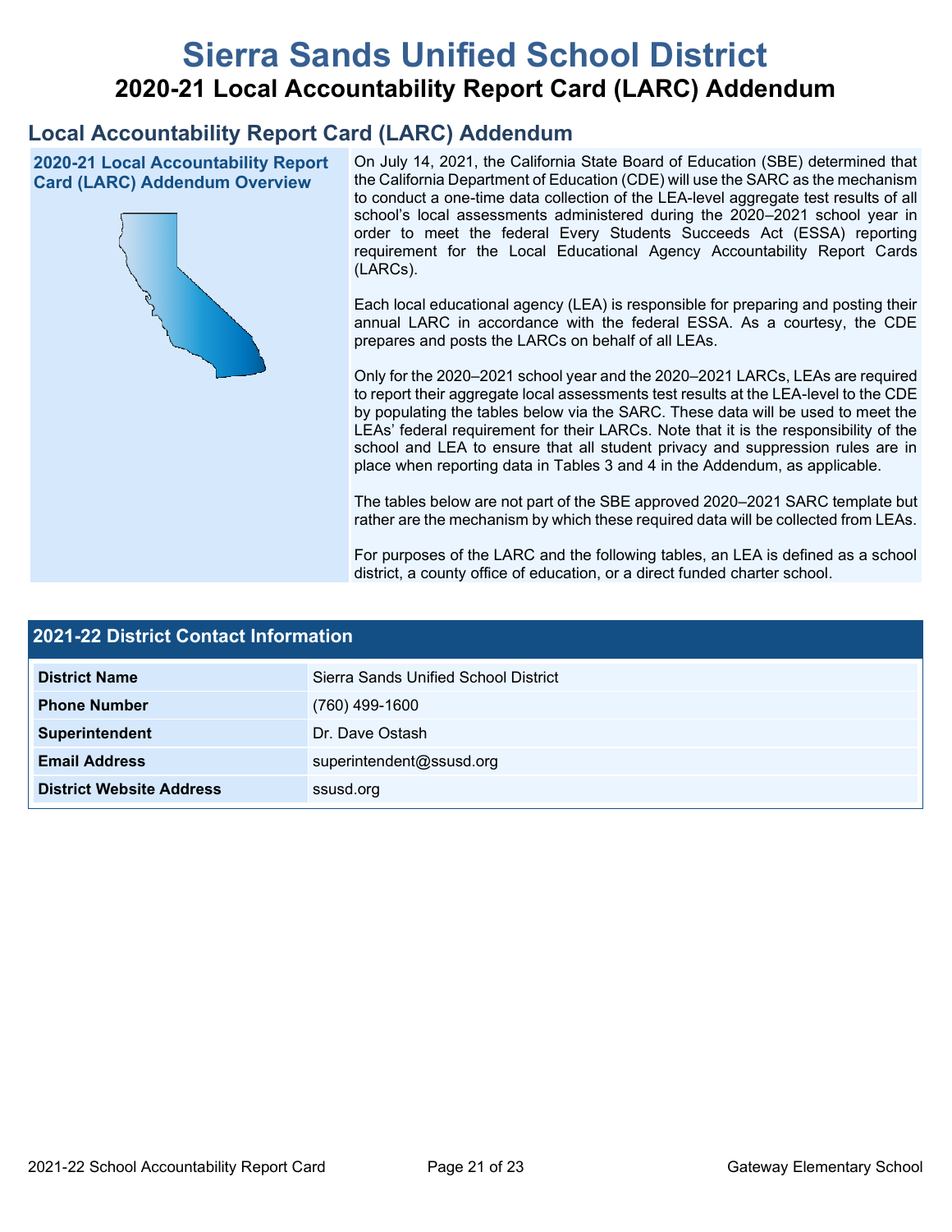# Sierra Sands Unified School District

## 2020-21 Local Accountability Report Card (LARC) Addendum

## Local Accountability Report Card (LARC) Addendum

### 2020-21 Local Accountability Report Card (LARC) Addendum Overview

On July 14, 2021, the California State Board of Education (SBE) determined that the California Department of Education (CDE) will use the SARC as the mechanism to conduct a one-time data collection of the LEA-level aggregate test results of all school's local assessments administered during the 2020–2021 school year in order to meet the federal Every Students Succeeds Act (ESSA) reporting requirement for the Local Educational Agency Accountability Report Cards (LARCs).

Each local educational agency (LEA) is responsible for preparing and posting their annual LARC in accordance with the federal ESSA. As a courtesy, the CDE prepares and posts the LARCs on behalf of all LEAs.

Only for the 2020–2021 school year and the 2020–2021 LARCs, LEAs are required to report their aggregate local assessments test results at the LEA-level to the CDE by populating the tables below via the SARC. These data will be used to meet the LEAs' federal requirement for their LARCs. Note that it is the responsibility of the school and LEA to ensure that all student privacy and suppression rules are in place when reporting data in Tables 3 and 4 in the Addendum, as applicable.

The tables below are not part of the SBE approved 2020–2021 SARC template but rather are the mechanism by which these required data will be collected from LEAs.

For purposes of the LARC and the following tables, an LEA is defined as a school district, a county office of education, or a direct funded charter school.

| 2021-22 District Contact Information | |
|---|---|
| **District Name** | Sierra Sands Unified School District |
| **Phone Number** | (760) 499-1600 |
| **Superintendent** | Dr. Dave Ostash |
| **Email Address** | superintendent@ssusd.org |
| **District Website Address** | ssusd.org |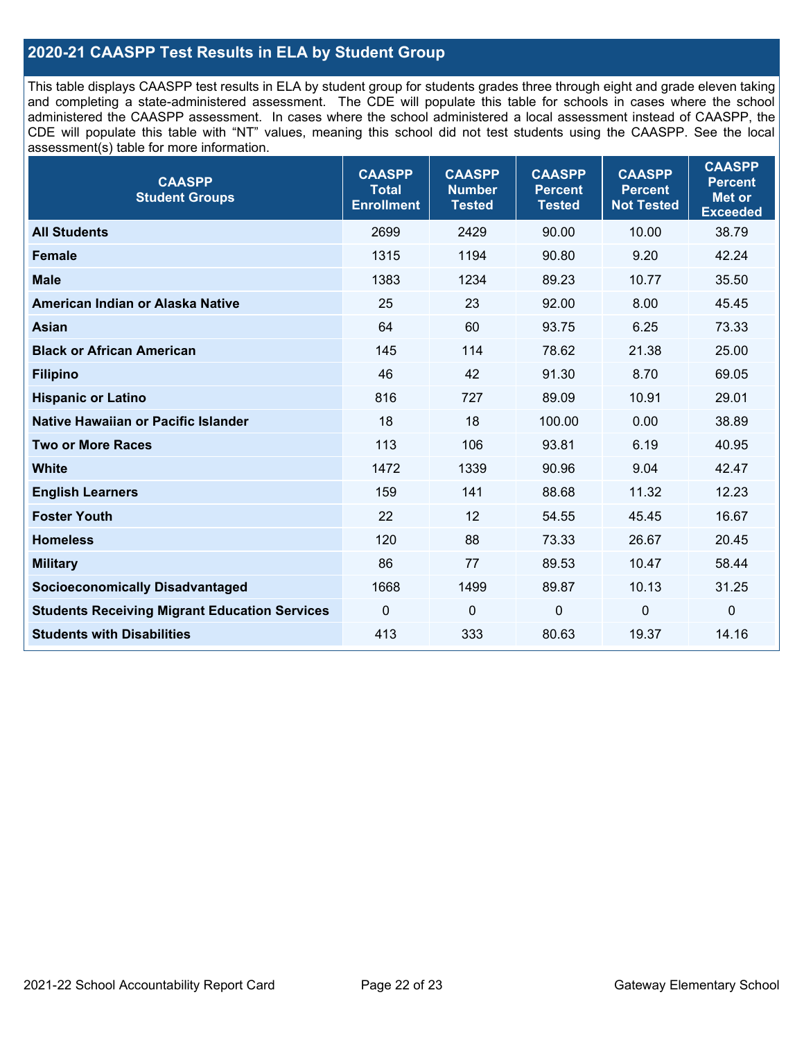## 2020-21 CAASPP Test Results in ELA by Student Group

This table displays CAASPP test results in ELA by student group for students grades three through eight and grade eleven taking and completing a state-administered assessment. The CDE will populate this table for schools in cases where the school administered the CAASPP assessment. In cases where the school administered a local assessment instead of CAASPP, the CDE will populate this table with "NT" values, meaning this school did not test students using the CAASPP. See the local assessment(s) table for more information.

| CAASPP Student Groups | CAASPP Total Enrollment | CAASPP Number Tested | CAASPP Percent Tested | CAASPP Percent Not Tested | CAASPP Percent Met or Exceeded |
|---|---|---|---|---|---|
| **All Students** | 2699 | 2429 | 90.00 | 10.00 | 38.79 |
| **Female** | 1315 | 1194 | 90.80 | 9.20 | 42.24 |
| **Male** | 1383 | 1234 | 89.23 | 10.77 | 35.50 |
| **American Indian or Alaska Native** | 25 | 23 | 92.00 | 8.00 | 45.45 |
| **Asian** | 64 | 60 | 93.75 | 6.25 | 73.33 |
| **Black or African American** | 145 | 114 | 78.62 | 21.38 | 25.00 |
| **Filipino** | 46 | 42 | 91.30 | 8.70 | 69.05 |
| **Hispanic or Latino** | 816 | 727 | 89.09 | 10.91 | 29.01 |
| **Native Hawaiian or Pacific Islander** | 18 | 18 | 100.00 | 0.00 | 38.89 |
| **Two or More Races** | 113 | 106 | 93.81 | 6.19 | 40.95 |
| **White** | 1472 | 1339 | 90.96 | 9.04 | 42.47 |
| **English Learners** | 159 | 141 | 88.68 | 11.32 | 12.23 |
| **Foster Youth** | 22 | 12 | 54.55 | 45.45 | 16.67 |
| **Homeless** | 120 | 88 | 73.33 | 26.67 | 20.45 |
| **Military** | 86 | 77 | 89.53 | 10.47 | 58.44 |
| **Socioeconomically Disadvantaged** | 1668 | 1499 | 89.87 | 10.13 | 31.25 |
| **Students Receiving Migrant Education Services** | 0 | 0 | 0 | 0 | 0 |
| **Students with Disabilities** | 413 | 333 | 80.63 | 19.37 | 14.16 |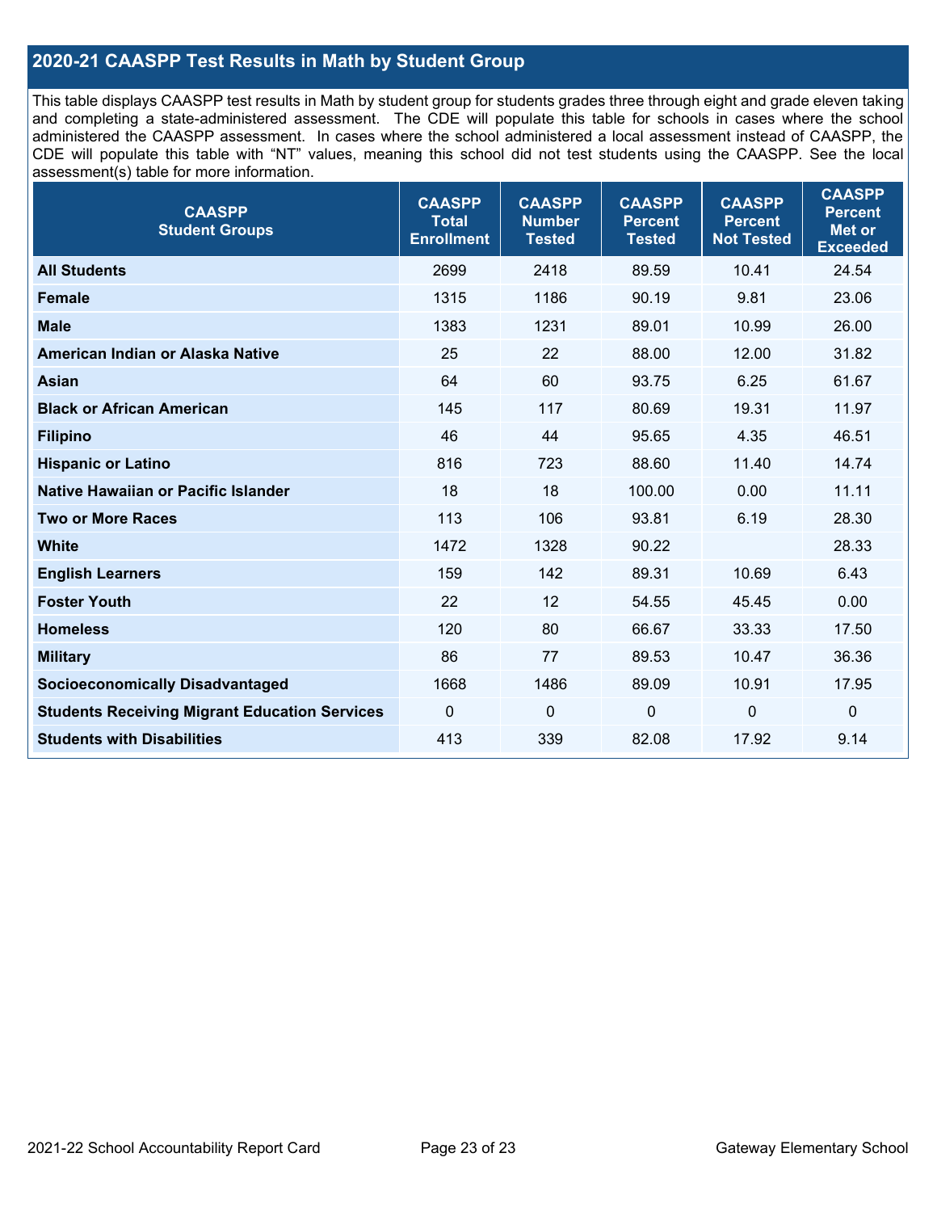## 2020-21 CAASPP Test Results in Math by Student Group

This table displays CAASPP test results in Math by student group for students grades three through eight and grade eleven taking and completing a state-administered assessment. The CDE will populate this table for schools in cases where the school administered the CAASPP assessment. In cases where the school administered a local assessment instead of CAASPP, the CDE will populate this table with "NT" values, meaning this school did not test students using the CAASPP. See the local assessment(s) table for more information.

| CAASPP Student Groups | CAASPP Total Enrollment | CAASPP Number Tested | CAASPP Percent Tested | CAASPP Percent Not Tested | CAASPP Percent Met or Exceeded |
|---|---|---|---|---|---|
| **All Students** | 2699 | 2418 | 89.59 | 10.41 | 24.54 |
| **Female** | 1315 | 1186 | 90.19 | 9.81 | 23.06 |
| **Male** | 1383 | 1231 | 89.01 | 10.99 | 26.00 |
| **American Indian or Alaska Native** | 25 | 22 | 88.00 | 12.00 | 31.82 |
| **Asian** | 64 | 60 | 93.75 | 6.25 | 61.67 |
| **Black or African American** | 145 | 117 | 80.69 | 19.31 | 11.97 |
| **Filipino** | 46 | 44 | 95.65 | 4.35 | 46.51 |
| **Hispanic or Latino** | 816 | 723 | 88.60 | 11.40 | 14.74 |
| **Native Hawaiian or Pacific Islander** | 18 | 18 | 100.00 | 0.00 | 11.11 |
| **Two or More Races** | 113 | 106 | 93.81 | 6.19 | 28.30 |
| **White** | 1472 | 1328 | 90.22 | | 28.33 |
| **English Learners** | 159 | 142 | 89.31 | 10.69 | 6.43 |
| **Foster Youth** | 22 | 12 | 54.55 | 45.45 | 0.00 |
| **Homeless** | 120 | 80 | 66.67 | 33.33 | 17.50 |
| **Military** | 86 | 77 | 89.53 | 10.47 | 36.36 |
| **Socioeconomically Disadvantaged** | 1668 | 1486 | 89.09 | 10.91 | 17.95 |
| **Students Receiving Migrant Education Services** | 0 | 0 | 0 | 0 | 0 |
| **Students with Disabilities** | 413 | 339 | 82.08 | 17.92 | 9.14 |